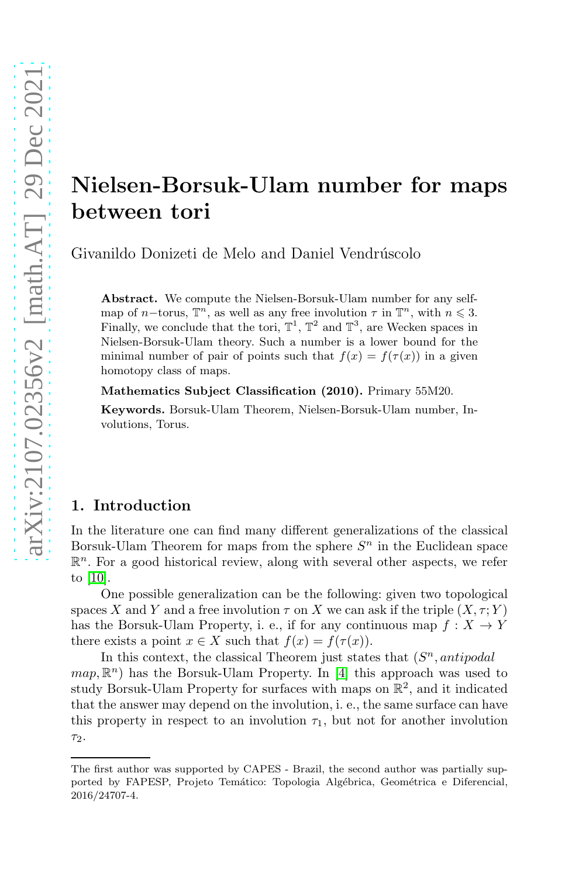# Nielsen-Borsuk-Ulam number for maps between tori

Givanildo Donizeti de Melo and Daniel Vendrúscolo

**Abstract.** We compute the Nielsen-Borsuk-Ulam number for any self-map of $n-$torus, $\mathbb{T}^n$, as well as any free involution $\tau$ in $\mathbb{T}^n$, with $n \leqslant 3$. Finally, we conclude that the tori, $\mathbb{T}^1$, $\mathbb{T}^2$ and $\mathbb{T}^3$, are Wecken spaces in Nielsen-Borsuk-Ulam theory. Such a number is a lower bound for the minimal number of pair of points such that $f(x) = f(\tau(x))$ in a given homotopy class of maps.

**Mathematics Subject Classification (2010).** Primary 55M20.

**Keywords.** Borsuk-Ulam Theorem, Nielsen-Borsuk-Ulam number, Involutions, Torus.

## 1. Introduction

In the literature one can find many different generalizations of the classical Borsuk-Ulam Theorem for maps from the sphere $S^n$ in the Euclidean space $\mathbb{R}^n$. For a good historical review, along with several other aspects, we refer to [10].

One possible generalization can be the following: given two topological spaces $X$ and $Y$ and a free involution $\tau$ on $X$ we can ask if the triple $(X, \tau; Y)$ has the Borsuk-Ulam Property, i. e., if for any continuous map $f : X \to Y$ there exists a point $x \in X$ such that $f(x) = f(\tau(x))$.

In this context, the classical Theorem just states that ($S^n$, *antipodal map*, $\mathbb{R}^n$) has the Borsuk-Ulam Property. In [4] this approach was used to study Borsuk-Ulam Property for surfaces with maps on $\mathbb{R}^2$, and it indicated that the answer may depend on the involution, i. e., the same surface can have this property in respect to an involution $\tau_1$, but not for another involution $\tau_2$.

The first author was supported by CAPES - Brazil, the second author was partially supported by FAPESP, Projeto Temático: Topologia Algébrica, Geométrica e Diferencial, 2016/24707-4.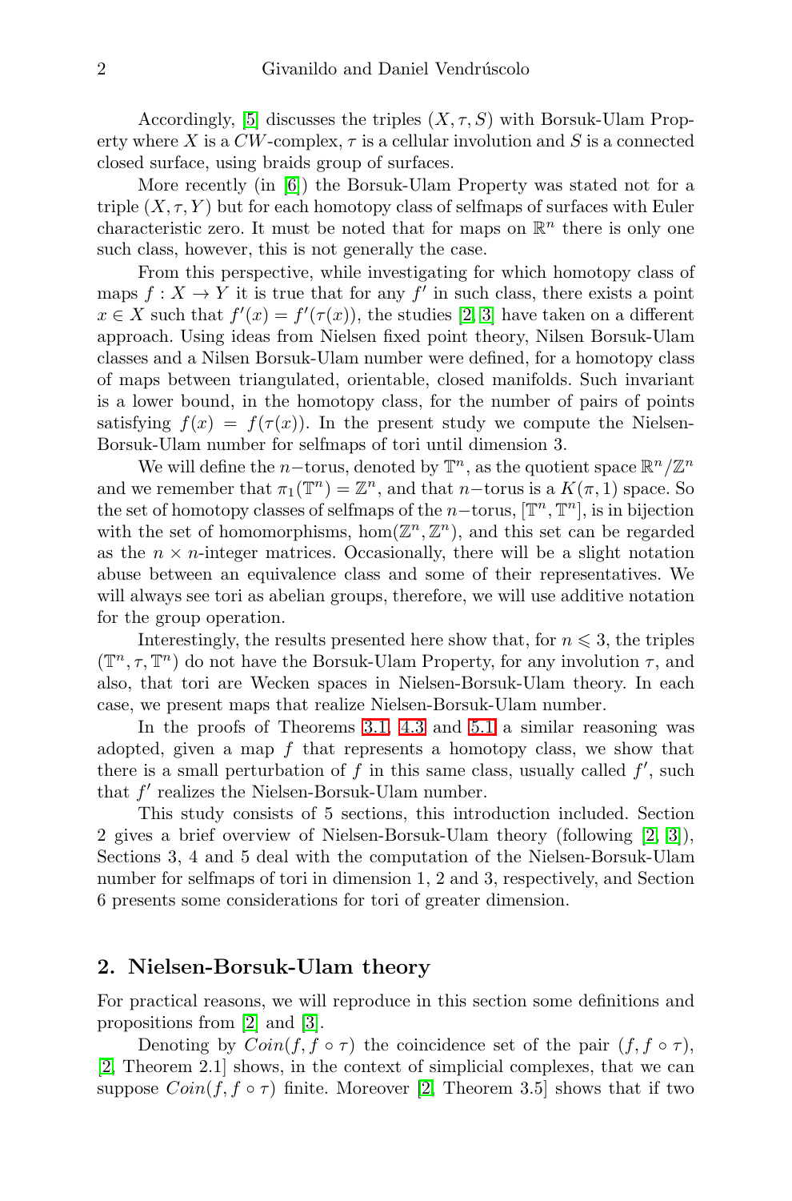Accordingly, [5] discusses the triples $(X, \tau, S)$ with Borsuk-Ulam Property where $X$ is a $CW$-complex, $\tau$ is a cellular involution and $S$ is a connected closed surface, using braids group of surfaces.

More recently (in [6]) the Borsuk-Ulam Property was stated not for a triple $(X, \tau, Y)$ but for each homotopy class of selfmaps of surfaces with Euler characteristic zero. It must be noted that for maps on $\mathbb{R}^n$ there is only one such class, however, this is not generally the case.

From this perspective, while investigating for which homotopy class of maps $f : X \to Y$ it is true that for any $f'$ in such class, there exists a point $x \in X$ such that $f'(x) = f'(\tau(x))$, the studies [2, 3] have taken on a different approach. Using ideas from Nielsen fixed point theory, Nilsen Borsuk-Ulam classes and a Nilsen Borsuk-Ulam number were defined, for a homotopy class of maps between triangulated, orientable, closed manifolds. Such invariant is a lower bound, in the homotopy class, for the number of pairs of points satisfying $f(x) = f(\tau(x))$. In the present study we compute the Nielsen-Borsuk-Ulam number for selfmaps of tori until dimension 3.

We will define the $n-$torus, denoted by $\mathbb{T}^n$, as the quotient space $\mathbb{R}^n/\mathbb{Z}^n$ and we remember that $\pi_1(\mathbb{T}^n) = \mathbb{Z}^n$, and that $n-$torus is a $K(\pi, 1)$ space. So the set of homotopy classes of selfmaps of the $n-$torus, $[\mathbb{T}^n, \mathbb{T}^n]$, is in bijection with the set of homomorphisms, $\hom(\mathbb{Z}^n, \mathbb{Z}^n)$, and this set can be regarded as the $n \times n$-integer matrices. Occasionally, there will be a slight notation abuse between an equivalence class and some of their representatives. We will always see tori as abelian groups, therefore, we will use additive notation for the group operation.

Interestingly, the results presented here show that, for $n \leqslant 3$, the triples $(\mathbb{T}^n, \tau, \mathbb{T}^n)$ do not have the Borsuk-Ulam Property, for any involution $\tau$, and also, that tori are Wecken spaces in Nielsen-Borsuk-Ulam theory. In each case, we present maps that realize Nielsen-Borsuk-Ulam number.

In the proofs of Theorems 3.1, 4.3 and 5.1 a similar reasoning was adopted, given a map $f$ that represents a homotopy class, we show that there is a small perturbation of $f$ in this same class, usually called $f'$, such that $f'$ realizes the Nielsen-Borsuk-Ulam number.

This study consists of 5 sections, this introduction included. Section 2 gives a brief overview of Nielsen-Borsuk-Ulam theory (following [2, 3]), Sections 3, 4 and 5 deal with the computation of the Nielsen-Borsuk-Ulam number for selfmaps of tori in dimension 1, 2 and 3, respectively, and Section 6 presents some considerations for tori of greater dimension.

## 2. Nielsen-Borsuk-Ulam theory

For practical reasons, we will reproduce in this section some definitions and propositions from [2] and [3].

Denoting by $Coin(f, f \circ \tau)$ the coincidence set of the pair $(f, f \circ \tau)$, [2, Theorem 2.1] shows, in the context of simplicial complexes, that we can suppose $Coin(f, f \circ \tau)$ finite. Moreover [2, Theorem 3.5] shows that if two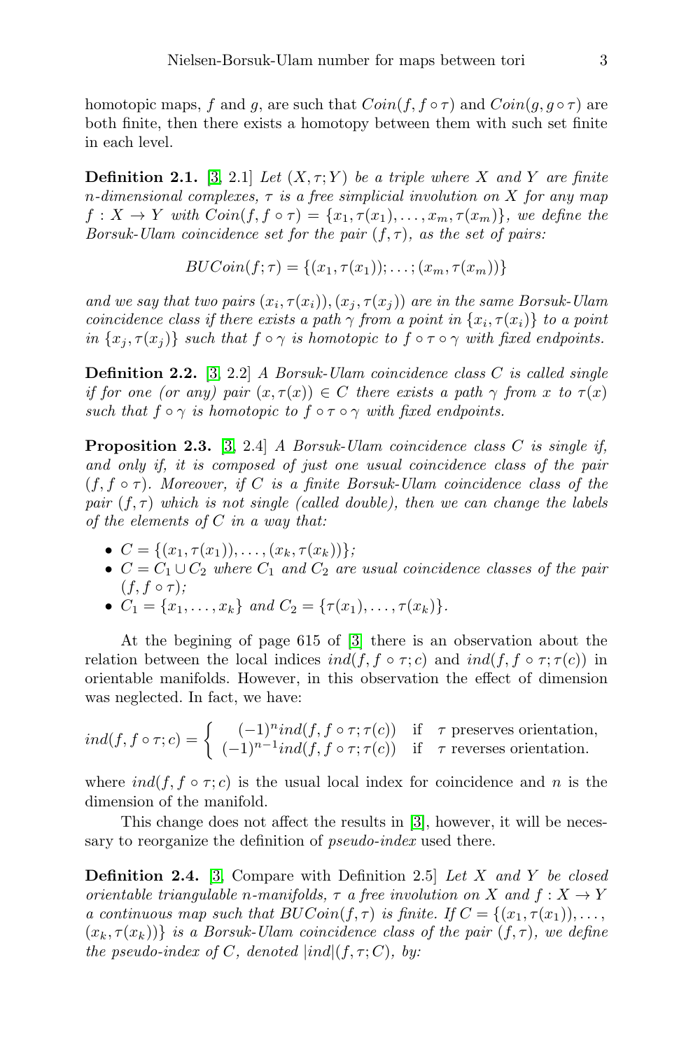homotopic maps, $f$ and $g$, are such that $Coin(f, f \circ \tau)$ and $Coin(g, g \circ \tau)$ are both finite, then there exists a homotopy between them with such set finite in each level.

**Definition 2.1.** [3, 2.1] *Let $(X, \tau; Y)$ be a triple where $X$ and $Y$ are finite $n$-dimensional complexes, $\tau$ is a free simplicial involution on $X$ for any map $f : X \to Y$ with $Coin(f, f \circ \tau) = \{x_1, \tau(x_1), \ldots, x_m, \tau(x_m)\}$, we define the Borsuk-Ulam coincidence set for the pair $(f, \tau)$, as the set of pairs:*

$$BUCoin(f; \tau) = \{(x_1, \tau(x_1)); \ldots; (x_m, \tau(x_m))\}$$

*and we say that two pairs $(x_i, \tau(x_i)), (x_j, \tau(x_j))$ are in the same Borsuk-Ulam coincidence class if there exists a path $\gamma$ from a point in $\{x_i, \tau(x_i)\}$ to a point in $\{x_j, \tau(x_j)\}$ such that $f \circ \gamma$ is homotopic to $f \circ \tau \circ \gamma$ with fixed endpoints.*

**Definition 2.2.** [3, 2.2] *A Borsuk-Ulam coincidence class $C$ is called single if for one (or any) pair $(x, \tau(x)) \in C$ there exists a path $\gamma$ from $x$ to $\tau(x)$ such that $f \circ \gamma$ is homotopic to $f \circ \tau \circ \gamma$ with fixed endpoints.*

**Proposition 2.3.** [3, 2.4] *A Borsuk-Ulam coincidence class $C$ is single if, and only if, it is composed of just one usual coincidence class of the pair $(f, f \circ \tau)$. Moreover, if $C$ is a finite Borsuk-Ulam coincidence class of the pair $(f, \tau)$ which is not single (called double), then we can change the labels of the elements of $C$ in a way that:*

- *$C = \{(x_1, \tau(x_1)), \ldots, (x_k, \tau(x_k))\}$;*
- *$C = C_1 \cup C_2$ where $C_1$ and $C_2$ are usual coincidence classes of the pair $(f, f \circ \tau)$;*
- *$C_1 = \{x_1, \ldots, x_k\}$ and $C_2 = \{\tau(x_1), \ldots, \tau(x_k)\}$.*

At the begining of page 615 of [3] there is an observation about the relation between the local indices $ind(f, f \circ \tau; c)$ and $ind(f, f \circ \tau; \tau(c))$ in orientable manifolds. However, in this observation the effect of dimension was neglected. In fact, we have:

$$ind(f, f \circ \tau; c) = \begin{cases} (-1)^n ind(f, f \circ \tau; \tau(c)) & \text{if} \quad \tau \text{ preserves orientation,} \\ (-1)^{n-1} ind(f, f \circ \tau; \tau(c)) & \text{if} \quad \tau \text{ reverses orientation.} \end{cases}$$

where $ind(f, f \circ \tau; c)$ is the usual local index for coincidence and $n$ is the dimension of the manifold.

This change does not affect the results in [3], however, it will be necessary to reorganize the definition of *pseudo-index* used there.

**Definition 2.4.** [3, Compare with Definition 2.5] *Let $X$ and $Y$ be closed orientable triangulable $n$-manifolds, $\tau$ a free involution on $X$ and $f : X \to Y$ a continuous map such that $BUCoin(f, \tau)$ is finite. If $C = \{(x_1, \tau(x_1)), \ldots, (x_k, \tau(x_k))\}$ is a Borsuk-Ulam coincidence class of the pair $(f, \tau)$, we define the pseudo-index of $C$, denoted $|ind|(f, \tau; C)$, by:*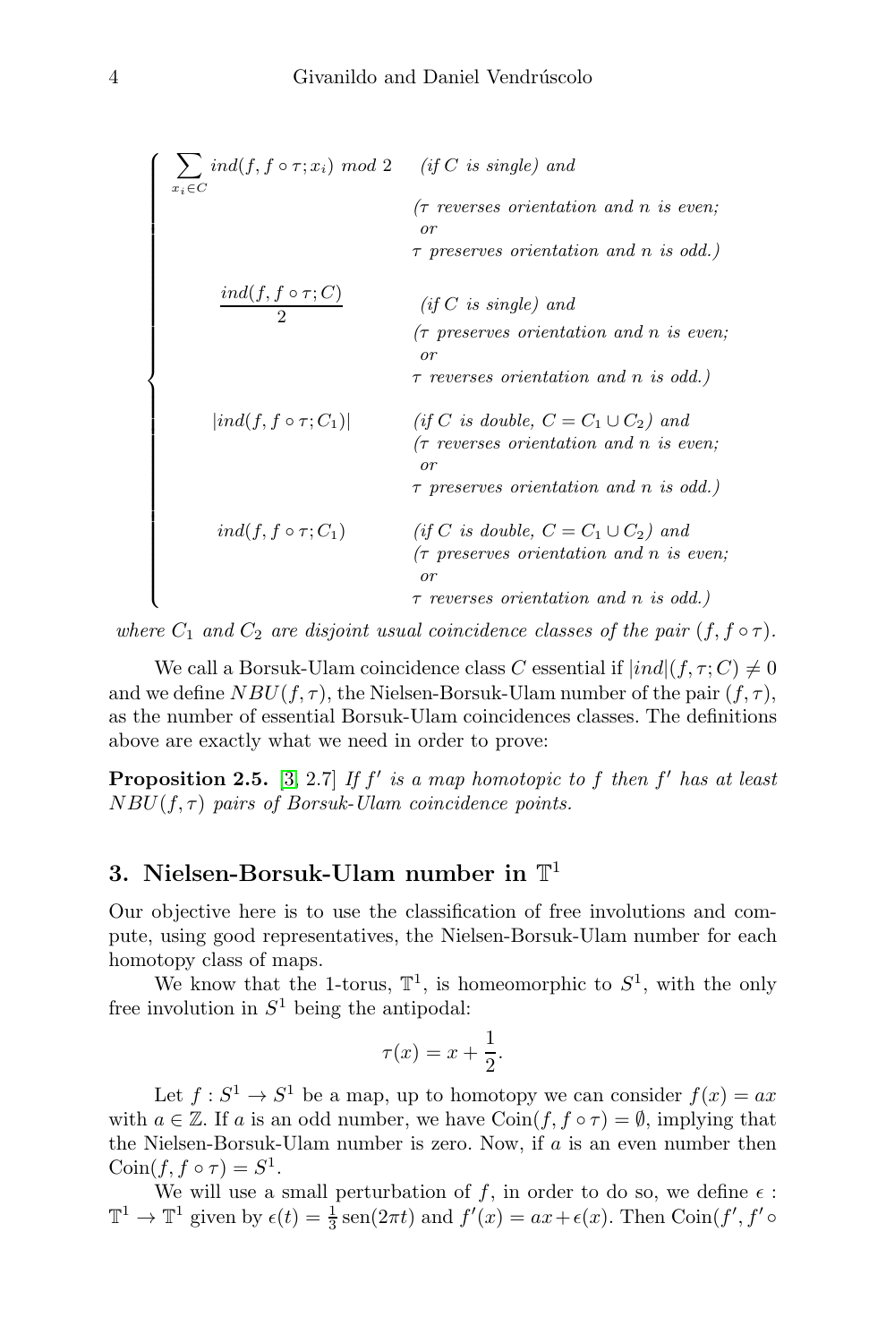$$
\begin{cases}
\sum_{x_i \in C} ind(f, f\circ\tau; x_i) \ mod\ 2 & \text{(if } C \text{ is single) and} \\
& (\tau \text{ reverses orientation and } n \text{ is even;} \\
& \text{or} \\
& \tau \text{ preserves orientation and } n \text{ is odd.)} \\
\dfrac{ind(f, f\circ\tau; C)}{2} & \text{(if } C \text{ is single) and} \\
& (\tau \text{ preserves orientation and } n \text{ is even;} \\
& \text{or} \\
& \tau \text{ reverses orientation and } n \text{ is odd.)} \\
|ind(f, f\circ\tau; C_1)| & \text{(if } C \text{ is double, } C = C_1 \cup C_2\text{) and} \\
& (\tau \text{ reverses orientation and } n \text{ is even;} \\
& \text{or} \\
& \tau \text{ preserves orientation and } n \text{ is odd.)} \\
ind(f, f\circ\tau; C_1) & \text{(if } C \text{ is double, } C = C_1 \cup C_2\text{) and} \\
& (\tau \text{ preserves orientation and } n \text{ is even;} \\
& \text{or} \\
& \tau \text{ reverses orientation and } n \text{ is odd.)}
\end{cases}
$$

*where $C_1$ and $C_2$ are disjoint usual coincidence classes of the pair $(f, f\circ\tau)$.*

We call a Borsuk-Ulam coincidence class $C$ essential if $|ind|(f,\tau;C) \neq 0$ and we define $NBU(f,\tau)$, the Nielsen-Borsuk-Ulam number of the pair $(f,\tau)$, as the number of essential Borsuk-Ulam coincidences classes. The definitions above are exactly what we need in order to prove:

**Proposition 2.5.** [3, 2.7] *If $f'$ is a map homotopic to $f$ then $f'$ has at least $NBU(f,\tau)$ pairs of Borsuk-Ulam coincidence points.*

## 3. Nielsen-Borsuk-Ulam number in $\mathbb{T}^1$

Our objective here is to use the classification of free involutions and compute, using good representatives, the Nielsen-Borsuk-Ulam number for each homotopy class of maps.

We know that the 1-torus, $\mathbb{T}^1$, is homeomorphic to $S^1$, with the only free involution in $S^1$ being the antipodal:

$$\tau(x) = x + \frac{1}{2}.$$

Let $f : S^1 \to S^1$ be a map, up to homotopy we can consider $f(x) = ax$ with $a \in \mathbb{Z}$. If $a$ is an odd number, we have $\text{Coin}(f, f\circ\tau) = \emptyset$, implying that the Nielsen-Borsuk-Ulam number is zero. Now, if $a$ is an even number then $\text{Coin}(f, f\circ\tau) = S^1$.

We will use a small perturbation of $f$, in order to do so, we define $\epsilon : \mathbb{T}^1 \to \mathbb{T}^1$ given by $\epsilon(t) = \frac{1}{3}\,\text{sen}(2\pi t)$ and $f'(x) = ax + \epsilon(x)$. Then $\text{Coin}(f', f'\circ$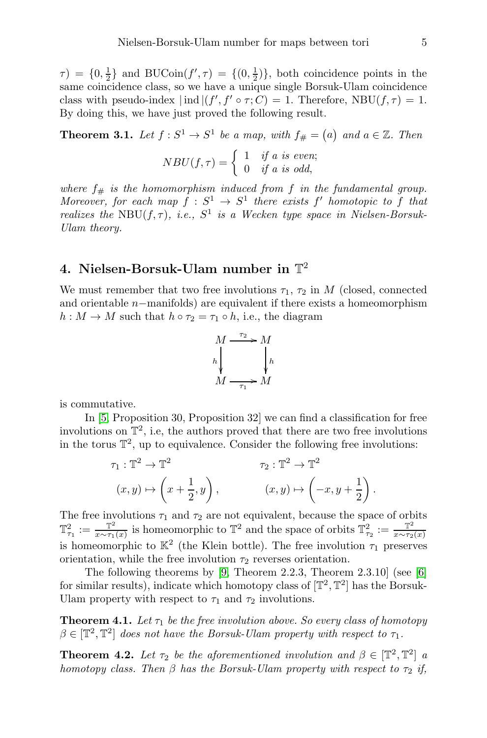$\tau) = \{0, \frac{1}{2}\}$ and $\mathrm{BUCoin}(f', \tau) = \{(0, \frac{1}{2})\}$, both coincidence points in the same coincidence class, so we have a unique single Borsuk-Ulam coincidence class with pseudo-index $|\operatorname{ind}|(f', f' \circ \tau; C) = 1$. Therefore, $\mathrm{NBU}(f, \tau) = 1$. By doing this, we have just proved the following result.

**Theorem 3.1.** *Let $f : S^1 \to S^1$ be a map, with $f_\# = \begin{pmatrix} a \end{pmatrix}$ and $a \in \mathbb{Z}$. Then*

$$NBU(f, \tau) = \begin{cases} 1 & \text{if } a \text{ is even;} \\ 0 & \text{if } a \text{ is odd,} \end{cases}$$

*where $f_\#$ is the homomorphism induced from $f$ in the fundamental group. Moreover, for each map $f : S^1 \to S^1$ there exists $f'$ homotopic to $f$ that realizes the $\mathrm{NBU}(f, \tau)$, i.e., $S^1$ is a Wecken type space in Nielsen-Borsuk-Ulam theory.*

## 4. Nielsen-Borsuk-Ulam number in $\mathbb{T}^2$

We must remember that two free involutions $\tau_1$, $\tau_2$ in $M$ (closed, connected and orientable $n-$manifolds) are equivalent if there exists a homeomorphism $h : M \to M$ such that $h \circ \tau_2 = \tau_1 \circ h$, i.e., the diagram

$$\begin{array}{ccc} M & \xrightarrow{\tau_2} & M \\ {\scriptstyle h}\downarrow & & \downarrow{\scriptstyle h} \\ M & \xrightarrow[\tau_1]{} & M \end{array}$$

is commutative.

In [5, Proposition 30, Proposition 32] we can find a classification for free involutions on $\mathbb{T}^2$, i.e, the authors proved that there are two free involutions in the torus $\mathbb{T}^2$, up to equivalence. Consider the following free involutions:

$$\begin{aligned} \tau_1 : \mathbb{T}^2 &\to \mathbb{T}^2 & \qquad \tau_2 : \mathbb{T}^2 &\to \mathbb{T}^2 \\ (x, y) &\mapsto \left(x + \frac{1}{2}, y\right), & (x, y) &\mapsto \left(-x, y + \frac{1}{2}\right). \end{aligned}$$

The free involutions $\tau_1$ and $\tau_2$ are not equivalent, because the space of orbits $\mathbb{T}^2_{\tau_1} := \frac{\mathbb{T}^2}{x \sim \tau_1(x)}$ is homeomorphic to $\mathbb{T}^2$ and the space of orbits $\mathbb{T}^2_{\tau_2} := \frac{\mathbb{T}^2}{x \sim \tau_2(x)}$ is homeomorphic to $\mathbb{K}^2$ (the Klein bottle). The free involution $\tau_1$ preserves orientation, while the free involution $\tau_2$ reverses orientation.

The following theorems by [9, Theorem 2.2.3, Theorem 2.3.10] (see [6] for similar results), indicate which homotopy class of $[\mathbb{T}^2, \mathbb{T}^2]$ has the Borsuk-Ulam property with respect to $\tau_1$ and $\tau_2$ involutions.

**Theorem 4.1.** *Let $\tau_1$ be the free involution above. So every class of homotopy $\beta \in [\mathbb{T}^2, \mathbb{T}^2]$ does not have the Borsuk-Ulam property with respect to $\tau_1$.*

**Theorem 4.2.** *Let $\tau_2$ be the aforementioned involution and $\beta \in [\mathbb{T}^2, \mathbb{T}^2]$ a homotopy class. Then $\beta$ has the Borsuk-Ulam property with respect to $\tau_2$ if,*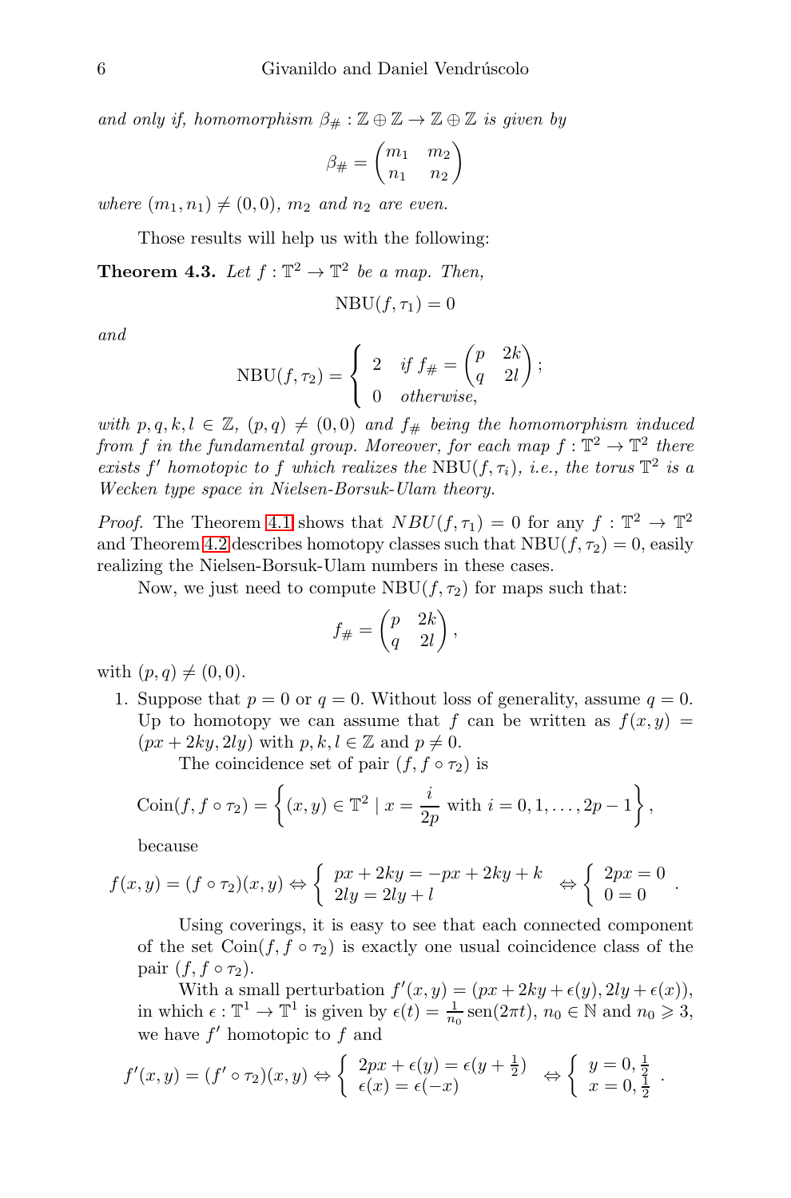*and only if, homomorphism* $\beta_\# : \mathbb{Z} \oplus \mathbb{Z} \to \mathbb{Z} \oplus \mathbb{Z}$ *is given by*

$$\beta_\# = \begin{pmatrix} m_1 & m_2 \\ n_1 & n_2 \end{pmatrix}$$

*where* $(m_1, n_1) \neq (0,0)$*,* $m_2$ *and* $n_2$ *are even.*

Those results will help us with the following:

**Theorem 4.3.** *Let* $f : \mathbb{T}^2 \to \mathbb{T}^2$ *be a map. Then,*

$$\mathrm{NBU}(f, \tau_1) = 0$$

*and*

$$\mathrm{NBU}(f, \tau_2) = \begin{cases} 2 & \text{if } f_\# = \begin{pmatrix} p & 2k \\ q & 2l \end{pmatrix}; \\ 0 & \text{otherwise,} \end{cases}$$

*with* $p, q, k, l \in \mathbb{Z}$*,* $(p,q) \neq (0,0)$ *and* $f_\#$ *being the homomorphism induced from* $f$ *in the fundamental group. Moreover, for each map* $f : \mathbb{T}^2 \to \mathbb{T}^2$ *there exists* $f'$ *homotopic to* $f$ *which realizes the* $\mathrm{NBU}(f, \tau_i)$*, i.e., the torus* $\mathbb{T}^2$ *is a Wecken type space in Nielsen-Borsuk-Ulam theory.*

*Proof.* The Theorem 4.1 shows that $NBU(f, \tau_1) = 0$ for any $f : \mathbb{T}^2 \to \mathbb{T}^2$ and Theorem 4.2 describes homotopy classes such that $\mathrm{NBU}(f, \tau_2) = 0$, easily realizing the Nielsen-Borsuk-Ulam numbers in these cases.

Now, we just need to compute $\mathrm{NBU}(f, \tau_2)$ for maps such that:

$$f_\# = \begin{pmatrix} p & 2k \\ q & 2l \end{pmatrix},$$

with $(p,q) \neq (0,0)$.

1. Suppose that $p = 0$ or $q = 0$. Without loss of generality, assume $q = 0$. Up to homotopy we can assume that $f$ can be written as $f(x,y) = (px + 2ky, 2ly)$ with $p, k, l \in \mathbb{Z}$ and $p \neq 0$.

   The coincidence set of pair $(f, f \circ \tau_2)$ is

   $$\mathrm{Coin}(f, f \circ \tau_2) = \left\{ (x,y) \in \mathbb{T}^2 \mid x = \frac{i}{2p} \text{ with } i = 0, 1, \ldots, 2p-1 \right\},$$

   because

   $$f(x,y) = (f \circ \tau_2)(x,y) \Leftrightarrow \begin{cases} px + 2ky = -px + 2ky + k \\ 2ly = 2ly + l \end{cases} \Leftrightarrow \begin{cases} 2px = 0 \\ 0 = 0 \end{cases}.$$

   Using coverings, it is easy to see that each connected component of the set $\mathrm{Coin}(f, f \circ \tau_2)$ is exactly one usual coincidence class of the pair $(f, f \circ \tau_2)$.

   With a small perturbation $f'(x,y) = (px + 2ky + \epsilon(y), 2ly + \epsilon(x))$, in which $\epsilon : \mathbb{T}^1 \to \mathbb{T}^1$ is given by $\epsilon(t) = \frac{1}{n_0} \mathrm{sen}(2\pi t)$, $n_0 \in \mathbb{N}$ and $n_0 \geqslant 3$, we have $f'$ homotopic to $f$ and

   $$f'(x,y) = (f' \circ \tau_2)(x,y) \Leftrightarrow \begin{cases} 2px + \epsilon(y) = \epsilon(y + \frac{1}{2}) \\ \epsilon(x) = \epsilon(-x) \end{cases} \Leftrightarrow \begin{cases} y = 0, \frac{1}{2} \\ x = 0, \frac{1}{2} \end{cases}.$$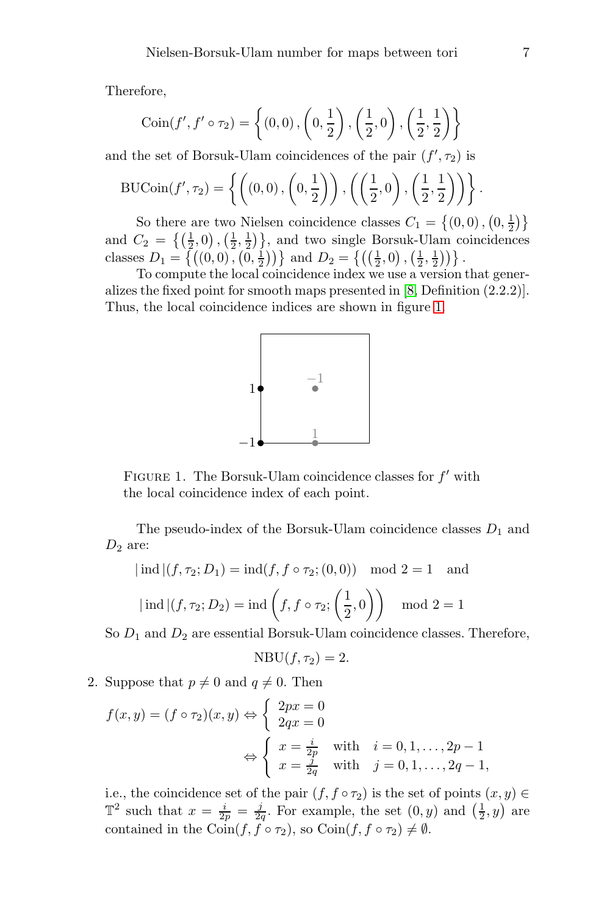Therefore,

$$\text{Coin}(f', f' \circ \tau_2) = \left\{ (0,0)\,, \left(0, \frac{1}{2}\right), \left(\frac{1}{2}, 0\right), \left(\frac{1}{2}, \frac{1}{2}\right) \right\}$$

and the set of Borsuk-Ulam coincidences of the pair $(f', \tau_2)$ is

$$\text{BUCoin}(f', \tau_2) = \left\{ \left( (0,0)\,, \left(0, \frac{1}{2}\right) \right), \left( \left(\frac{1}{2}, 0\right), \left(\frac{1}{2}, \frac{1}{2}\right) \right) \right\}.$$

So there are two Nielsen coincidence classes $C_1 = \left\{(0,0), \left(0, \frac{1}{2}\right)\right\}$ and $C_2 = \left\{\left(\frac{1}{2}, 0\right), \left(\frac{1}{2}, \frac{1}{2}\right)\right\}$, and two single Borsuk-Ulam coincidences classes $D_1 = \left\{\left((0,0), \left(0, \frac{1}{2}\right)\right)\right\}$ and $D_2 = \left\{\left(\left(\frac{1}{2}, 0\right), \left(\frac{1}{2}, \frac{1}{2}\right)\right)\right\}$.

To compute the local coincidence index we use a version that generalizes the fixed point for smooth maps presented in [8, Definition (2.2.2)]. Thus, the local coincidence indices are shown in figure 1.

FIGURE 1. The Borsuk-Ulam coincidence classes for $f'$ with the local coincidence index of each point.

The pseudo-index of the Borsuk-Ulam coincidence classes $D_1$ and $D_2$ are:

$$|\text{ind}|(f, \tau_2; D_1) = \text{ind}(f, f \circ \tau_2; (0,0)) \mod 2 = 1 \quad \text{and}$$

$$|\text{ind}|(f, \tau_2; D_2) = \text{ind}\left(f, f \circ \tau_2; \left(\frac{1}{2}, 0\right)\right) \mod 2 = 1$$

So $D_1$ and $D_2$ are essential Borsuk-Ulam coincidence classes. Therefore,

$$\text{NBU}(f, \tau_2) = 2.$$

2. Suppose that $p \neq 0$ and $q \neq 0$. Then

$$f(x,y) = (f \circ \tau_2)(x,y) \Leftrightarrow \begin{cases} 2px = 0 \\ 2qx = 0 \end{cases}$$

$$\Leftrightarrow \begin{cases} x = \frac{i}{2p} & \text{with} \quad i = 0, 1, \ldots, 2p-1 \\ x = \frac{j}{2q} & \text{with} \quad j = 0, 1, \ldots, 2q-1, \end{cases}$$

i.e., the coincidence set of the pair $(f, f \circ \tau_2)$ is the set of points $(x, y) \in \mathbb{T}^2$ such that $x = \frac{i}{2p} = \frac{j}{2q}$. For example, the set $(0, y)$ and $\left(\frac{1}{2}, y\right)$ are contained in the $\text{Coin}(f, f \circ \tau_2)$, so $\text{Coin}(f, f \circ \tau_2) \neq \emptyset$.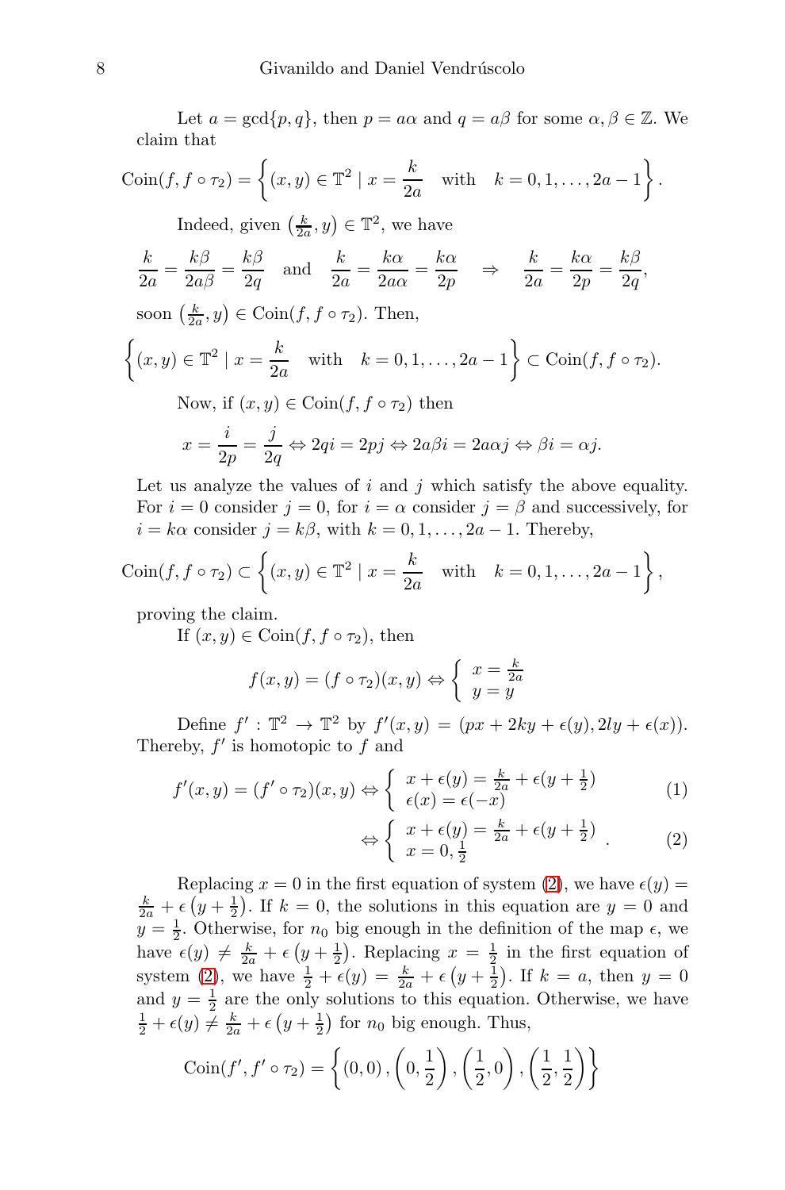Let $a = \gcd\{p, q\}$, then $p = a\alpha$ and $q = a\beta$ for some $\alpha, \beta \in \mathbb{Z}$. We claim that

$$\text{Coin}(f, f \circ \tau_2) = \left\{(x, y) \in \mathbb{T}^2 \mid x = \frac{k}{2a} \quad \text{with} \quad k = 0, 1, \ldots, 2a - 1\right\}.$$

Indeed, given $\left(\frac{k}{2a}, y\right) \in \mathbb{T}^2$, we have

$$\frac{k}{2a} = \frac{k\beta}{2a\beta} = \frac{k\beta}{2q} \quad \text{and} \quad \frac{k}{2a} = \frac{k\alpha}{2a\alpha} = \frac{k\alpha}{2p} \quad \Rightarrow \quad \frac{k}{2a} = \frac{k\alpha}{2p} = \frac{k\beta}{2q},$$

soon $\left(\frac{k}{2a}, y\right) \in \text{Coin}(f, f \circ \tau_2)$. Then,

$$\left\{(x, y) \in \mathbb{T}^2 \mid x = \frac{k}{2a} \quad \text{with} \quad k = 0, 1, \ldots, 2a - 1\right\} \subset \text{Coin}(f, f \circ \tau_2).$$

Now, if $(x, y) \in \text{Coin}(f, f \circ \tau_2)$ then

$$x = \frac{i}{2p} = \frac{j}{2q} \Leftrightarrow 2qi = 2pj \Leftrightarrow 2a\beta i = 2a\alpha j \Leftrightarrow \beta i = \alpha j.$$

Let us analyze the values of $i$ and $j$ which satisfy the above equality. For $i = 0$ consider $j = 0$, for $i = \alpha$ consider $j = \beta$ and successively, for $i = k\alpha$ consider $j = k\beta$, with $k = 0, 1, \ldots, 2a - 1$. Thereby,

$$\text{Coin}(f, f \circ \tau_2) \subset \left\{(x, y) \in \mathbb{T}^2 \mid x = \frac{k}{2a} \quad \text{with} \quad k = 0, 1, \ldots, 2a - 1\right\},$$

proving the claim.

If $(x, y) \in \text{Coin}(f, f \circ \tau_2)$, then

$$f(x, y) = (f \circ \tau_2)(x, y) \Leftrightarrow \begin{cases} x = \frac{k}{2a} \\ y = y \end{cases}$$

Define $f' : \mathbb{T}^2 \to \mathbb{T}^2$ by $f'(x, y) = (px + 2ky + \epsilon(y), 2ly + \epsilon(x))$. Thereby, $f'$ is homotopic to $f$ and

$$f'(x, y) = (f' \circ \tau_2)(x, y) \Leftrightarrow \begin{cases} x + \epsilon(y) = \frac{k}{2a} + \epsilon(y + \frac{1}{2}) \\ \epsilon(x) = \epsilon(-x) \end{cases} \tag{1}$$

$$\Leftrightarrow \begin{cases} x + \epsilon(y) = \frac{k}{2a} + \epsilon(y + \frac{1}{2}) \\ x = 0, \frac{1}{2} \end{cases}. \tag{2}$$

Replacing $x = 0$ in the first equation of system (2), we have $\epsilon(y) = \frac{k}{2a} + \epsilon\left(y + \frac{1}{2}\right)$. If $k = 0$, the solutions in this equation are $y = 0$ and $y = \frac{1}{2}$. Otherwise, for $n_0$ big enough in the definition of the map $\epsilon$, we have $\epsilon(y) \neq \frac{k}{2a} + \epsilon\left(y + \frac{1}{2}\right)$. Replacing $x = \frac{1}{2}$ in the first equation of system (2), we have $\frac{1}{2} + \epsilon(y) = \frac{k}{2a} + \epsilon\left(y + \frac{1}{2}\right)$. If $k = a$, then $y = 0$ and $y = \frac{1}{2}$ are the only solutions to this equation. Otherwise, we have $\frac{1}{2} + \epsilon(y) \neq \frac{k}{2a} + \epsilon\left(y + \frac{1}{2}\right)$ for $n_0$ big enough. Thus,

$$\text{Coin}(f', f' \circ \tau_2) = \left\{(0, 0), \left(0, \frac{1}{2}\right), \left(\frac{1}{2}, 0\right), \left(\frac{1}{2}, \frac{1}{2}\right)\right\}$$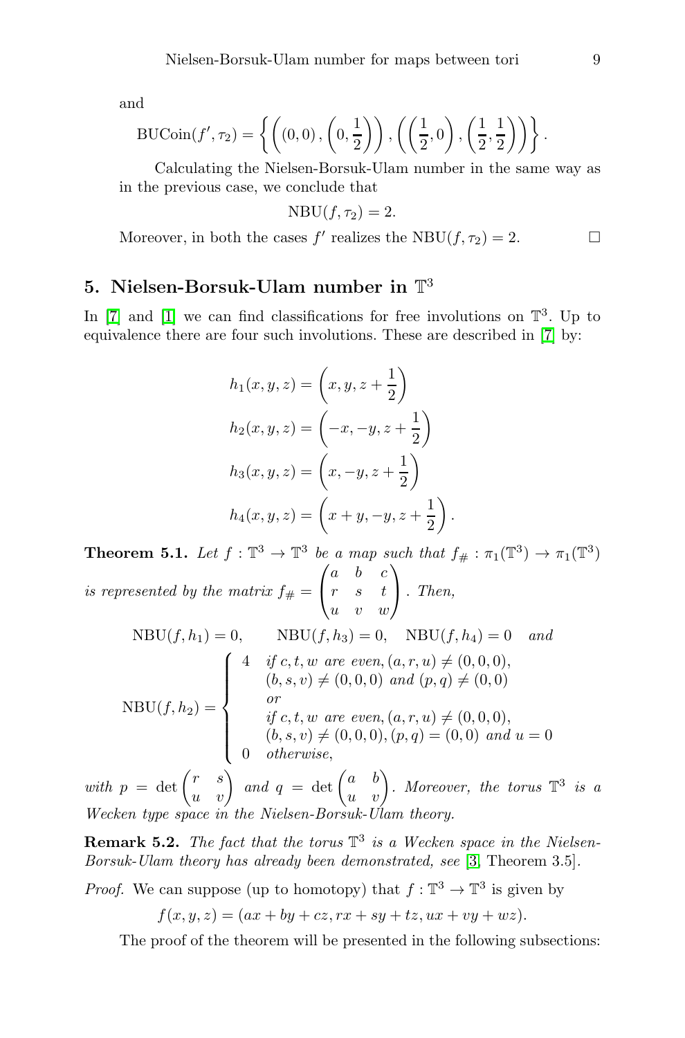and

$$\mathrm{BUCoin}(f', \tau_2) = \left\{ \left( (0,0), \left(0, \frac{1}{2}\right) \right), \left( \left(\frac{1}{2}, 0\right), \left(\frac{1}{2}, \frac{1}{2}\right) \right) \right\}.$$

Calculating the Nielsen-Borsuk-Ulam number in the same way as in the previous case, we conclude that

$$\mathrm{NBU}(f, \tau_2) = 2.$$

Moreover, in both the cases $f'$ realizes the $\mathrm{NBU}(f, \tau_2) = 2$. □

## 5. Nielsen-Borsuk-Ulam number in $\mathbb{T}^3$

In [7] and [1] we can find classifications for free involutions on $\mathbb{T}^3$. Up to equivalence there are four such involutions. These are described in [7] by:

$$h_1(x, y, z) = \left(x, y, z + \frac{1}{2}\right)$$

$$h_2(x, y, z) = \left(-x, -y, z + \frac{1}{2}\right)$$

$$h_3(x, y, z) = \left(x, -y, z + \frac{1}{2}\right)$$

$$h_4(x, y, z) = \left(x + y, -y, z + \frac{1}{2}\right).$$

**Theorem 5.1.** *Let $f : \mathbb{T}^3 \to \mathbb{T}^3$ be a map such that $f_\# : \pi_1(\mathbb{T}^3) \to \pi_1(\mathbb{T}^3)$ is represented by the matrix $f_\# = \begin{pmatrix} a & b & c \\ r & s & t \\ u & v & w \end{pmatrix}$. Then,*

$$\mathrm{NBU}(f, h_1) = 0, \qquad \mathrm{NBU}(f, h_3) = 0, \quad \mathrm{NBU}(f, h_4) = 0 \quad \textit{and}$$

$$\mathrm{NBU}(f, h_2) = \begin{cases} 4 & \text{if } c, t, w \text{ are even}, (a, r, u) \neq (0,0,0), \\ & (b, s, v) \neq (0,0,0) \text{ and } (p, q) \neq (0,0) \\ & \text{or} \\ & \text{if } c, t, w \text{ are even}, (a, r, u) \neq (0,0,0), \\ & (b, s, v) \neq (0,0,0), (p, q) = (0,0) \text{ and } u = 0 \\ 0 & \text{otherwise}, \end{cases}$$

*with $p = \det \begin{pmatrix} r & s \\ u & v \end{pmatrix}$ and $q = \det \begin{pmatrix} a & b \\ u & v \end{pmatrix}$. Moreover, the torus $\mathbb{T}^3$ is a Wecken type space in the Nielsen-Borsuk-Ulam theory.*

**Remark 5.2.** *The fact that the torus $\mathbb{T}^3$ is a Wecken space in the Nielsen-Borsuk-Ulam theory has already been demonstrated, see* [3, Theorem 3.5].

*Proof.* We can suppose (up to homotopy) that $f : \mathbb{T}^3 \to \mathbb{T}^3$ is given by

$$f(x, y, z) = (ax + by + cz, rx + sy + tz, ux + vy + wz).$$

The proof of the theorem will be presented in the following subsections: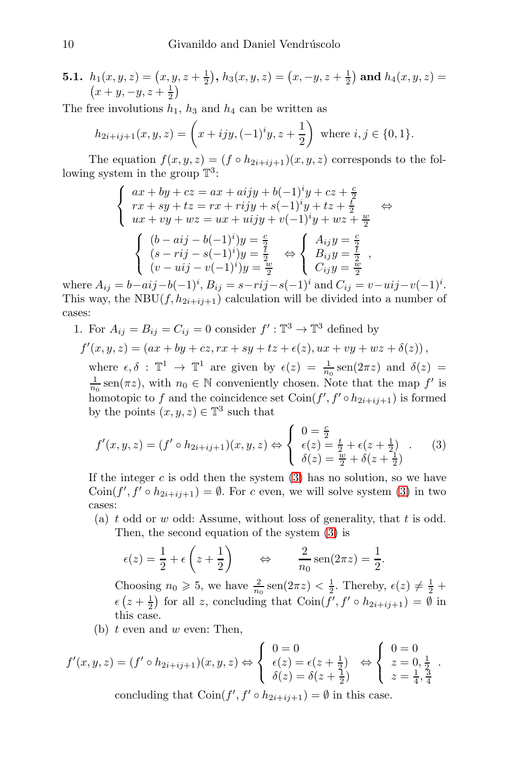**5.1.** $h_1(x,y,z) = \left(x, y, z + \frac{1}{2}\right)$**,** $h_3(x,y,z) = \left(x, -y, z + \frac{1}{2}\right)$ **and** $h_4(x,y,z) = \left(x+y, -y, z+\frac{1}{2}\right)$

The free involutions $h_1$, $h_3$ and $h_4$ can be written as

$$h_{2i+ij+1}(x,y,z) = \left(x + ijy, (-1)^i y, z + \frac{1}{2}\right) \text{ where } i,j \in \{0,1\}.$$

The equation $f(x,y,z) = (f \circ h_{2i+ij+1})(x,y,z)$ corresponds to the following system in the group $\mathbb{T}^3$:

$$\left\{ \begin{array}{l} ax + by + cz = ax + aijy + b(-1)^i y + cz + \frac{c}{2} \\ rx + sy + tz = rx + rijy + s(-1)^i y + tz + \frac{t}{2} \\ ux + vy + wz = ux + uijy + v(-1)^i y + wz + \frac{w}{2} \end{array} \right. \Leftrightarrow$$

$$\left\{ \begin{array}{l} (b - aij - b(-1)^i)y = \frac{c}{2} \\ (s - rij - s(-1)^i)y = \frac{t}{2} \\ (v - uij - v(-1)^i)y = \frac{w}{2} \end{array} \right. \Leftrightarrow \left\{ \begin{array}{l} A_{ij} y = \frac{c}{2} \\ B_{ij} y = \frac{t}{2} \\ C_{ij} y = \frac{w}{2} \end{array} \right. ,$$

where $A_{ij} = b - aij - b(-1)^i$, $B_{ij} = s - rij - s(-1)^i$ and $C_{ij} = v - uij - v(-1)^i$. This way, the $\mathrm{NBU}(f, h_{2i+ij+1})$ calculation will be divided into a number of cases:

1. For $A_{ij} = B_{ij} = C_{ij} = 0$ consider $f' : \mathbb{T}^3 \to \mathbb{T}^3$ defined by

   $$f'(x,y,z) = \left(ax + by + cz, rx + sy + tz + \epsilon(z), ux + vy + wz + \delta(z)\right),$$

   where $\epsilon, \delta : \mathbb{T}^1 \to \mathbb{T}^1$ are given by $\epsilon(z) = \frac{1}{n_0}\operatorname{sen}(2\pi z)$ and $\delta(z) = \frac{1}{n_0}\operatorname{sen}(\pi z)$, with $n_0 \in \mathbb{N}$ conveniently chosen. Note that the map $f'$ is homotopic to $f$ and the coincidence set $\mathrm{Coin}(f', f' \circ h_{2i+ij+1})$ is formed by the points $(x,y,z) \in \mathbb{T}^3$ such that

   $$f'(x,y,z) = (f' \circ h_{2i+ij+1})(x,y,z) \Leftrightarrow \left\{ \begin{array}{l} 0 = \frac{c}{2} \\ \epsilon(z) = \frac{t}{2} + \epsilon(z + \frac{1}{2}) \\ \delta(z) = \frac{w}{2} + \delta(z + \frac{1}{2}) \end{array} \right. . \quad (3)$$

   If the integer $c$ is odd then the system (3) has no solution, so we have $\mathrm{Coin}(f', f' \circ h_{2i+ij+1}) = \emptyset$. For $c$ even, we will solve system (3) in two cases:

   (a) $t$ odd or $w$ odd: Assume, without loss of generality, that $t$ is odd. Then, the second equation of the system (3) is

   $$\epsilon(z) = \frac{1}{2} + \epsilon\left(z + \frac{1}{2}\right) \qquad \Leftrightarrow \qquad \frac{2}{n_0}\operatorname{sen}(2\pi z) = \frac{1}{2}.$$

   Choosing $n_0 \geqslant 5$, we have $\frac{2}{n_0}\operatorname{sen}(2\pi z) < \frac{1}{2}$. Thereby, $\epsilon(z) \neq \frac{1}{2} + \epsilon\left(z + \frac{1}{2}\right)$ for all $z$, concluding that $\mathrm{Coin}(f', f' \circ h_{2i+ij+1}) = \emptyset$ in this case.

   (b) $t$ even and $w$ even: Then,

   $$f'(x,y,z) = (f' \circ h_{2i+ij+1})(x,y,z) \Leftrightarrow \left\{ \begin{array}{l} 0 = 0 \\ \epsilon(z) = \epsilon(z + \frac{1}{2}) \\ \delta(z) = \delta(z + \frac{1}{2}) \end{array} \right. \Leftrightarrow \left\{ \begin{array}{l} 0 = 0 \\ z = 0, \frac{1}{2} \\ z = \frac{1}{4}, \frac{3}{4} \end{array} \right. .$$

   concluding that $\mathrm{Coin}(f', f' \circ h_{2i+ij+1}) = \emptyset$ in this case.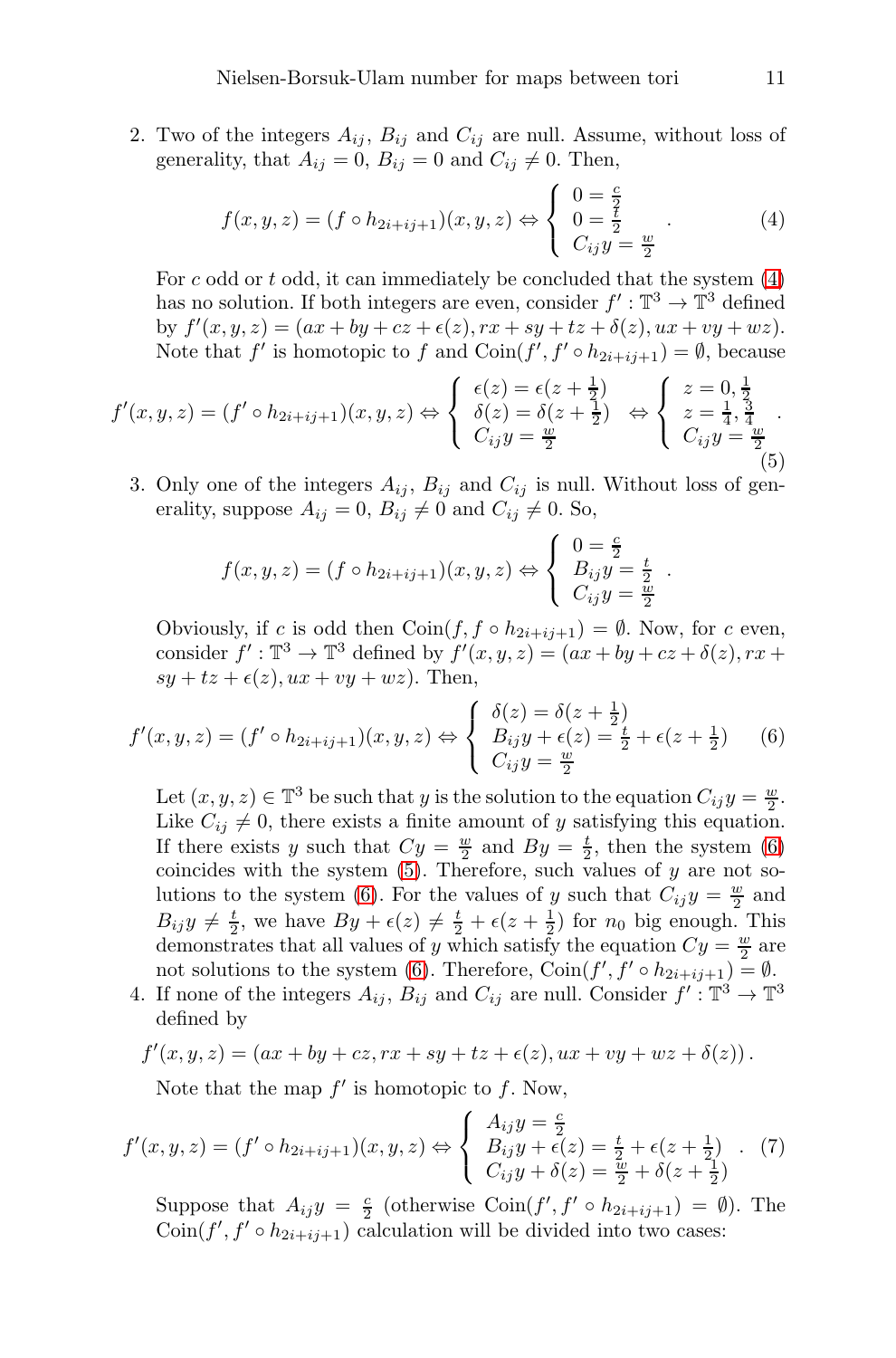2. Two of the integers $A_{ij}$, $B_{ij}$ and $C_{ij}$ are null. Assume, without loss of generality, that $A_{ij} = 0$, $B_{ij} = 0$ and $C_{ij} \neq 0$. Then,

$$f(x,y,z) = (f \circ h_{2i+ij+1})(x,y,z) \Leftrightarrow \left\{ \begin{array}{l} 0 = \frac{c}{2} \\ 0 = \frac{t}{2} \\ C_{ij}y = \frac{w}{2} \end{array} \right. . \quad (4)$$

   For $c$ odd or $t$ odd, it can immediately be concluded that the system (4) has no solution. If both integers are even, consider $f' : \mathbb{T}^3 \to \mathbb{T}^3$ defined by $f'(x,y,z) = (ax + by + cz + \epsilon(z), rx + sy + tz + \delta(z), ux + vy + wz)$. Note that $f'$ is homotopic to $f$ and $\mathrm{Coin}(f', f' \circ h_{2i+ij+1}) = \emptyset$, because

$$f'(x,y,z) = (f' \circ h_{2i+ij+1})(x,y,z) \Leftrightarrow \left\{ \begin{array}{l} \epsilon(z) = \epsilon(z + \frac{1}{2}) \\ \delta(z) = \delta(z + \frac{1}{2}) \\ C_{ij}y = \frac{w}{2} \end{array} \right. \Leftrightarrow \left\{ \begin{array}{l} z = 0, \frac{1}{2} \\ z = \frac{1}{4}, \frac{3}{4} \\ C_{ij}y = \frac{w}{2} \end{array} \right. . \quad (5)$$

3. Only one of the integers $A_{ij}$, $B_{ij}$ and $C_{ij}$ is null. Without loss of generality, suppose $A_{ij} = 0$, $B_{ij} \neq 0$ and $C_{ij} \neq 0$. So,

$$f(x,y,z) = (f \circ h_{2i+ij+1})(x,y,z) \Leftrightarrow \left\{ \begin{array}{l} 0 = \frac{c}{2} \\ B_{ij}y = \frac{t}{2} \\ C_{ij}y = \frac{w}{2} \end{array} \right. .$$

   Obviously, if $c$ is odd then $\mathrm{Coin}(f, f \circ h_{2i+ij+1}) = \emptyset$. Now, for $c$ even, consider $f' : \mathbb{T}^3 \to \mathbb{T}^3$ defined by $f'(x,y,z) = (ax + by + cz + \delta(z), rx + sy + tz + \epsilon(z), ux + vy + wz)$. Then,

$$f'(x,y,z) = (f' \circ h_{2i+ij+1})(x,y,z) \Leftrightarrow \left\{ \begin{array}{l} \delta(z) = \delta(z + \frac{1}{2}) \\ B_{ij}y + \epsilon(z) = \frac{t}{2} + \epsilon(z + \frac{1}{2}) \\ C_{ij}y = \frac{w}{2} \end{array} \right. \quad (6)$$

   Let $(x,y,z) \in \mathbb{T}^3$ be such that $y$ is the solution to the equation $C_{ij}y = \frac{w}{2}$. Like $C_{ij} \neq 0$, there exists a finite amount of $y$ satisfying this equation. If there exists $y$ such that $Cy = \frac{w}{2}$ and $By = \frac{t}{2}$, then the system (6) coincides with the system (5). Therefore, such values of $y$ are not solutions to the system (6). For the values of $y$ such that $C_{ij}y = \frac{w}{2}$ and $B_{ij}y \neq \frac{t}{2}$, we have $By + \epsilon(z) \neq \frac{t}{2} + \epsilon(z + \frac{1}{2})$ for $n_0$ big enough. This demonstrates that all values of $y$ which satisfy the equation $Cy = \frac{w}{2}$ are not solutions to the system (6). Therefore, $\mathrm{Coin}(f', f' \circ h_{2i+ij+1}) = \emptyset$.

4. If none of the integers $A_{ij}$, $B_{ij}$ and $C_{ij}$ are null. Consider $f' : \mathbb{T}^3 \to \mathbb{T}^3$ defined by

$$f'(x,y,z) = (ax + by + cz, rx + sy + tz + \epsilon(z), ux + vy + wz + \delta(z)).$$

   Note that the map $f'$ is homotopic to $f$. Now,

$$f'(x,y,z) = (f' \circ h_{2i+ij+1})(x,y,z) \Leftrightarrow \left\{ \begin{array}{l} A_{ij}y = \frac{c}{2} \\ B_{ij}y + \epsilon(z) = \frac{t}{2} + \epsilon(z + \frac{1}{2}) \\ C_{ij}y + \delta(z) = \frac{w}{2} + \delta(z + \frac{1}{2}) \end{array} \right. . \quad (7)$$

   Suppose that $A_{ij}y = \frac{c}{2}$ (otherwise $\mathrm{Coin}(f', f' \circ h_{2i+ij+1}) = \emptyset$). The $\mathrm{Coin}(f', f' \circ h_{2i+ij+1})$ calculation will be divided into two cases: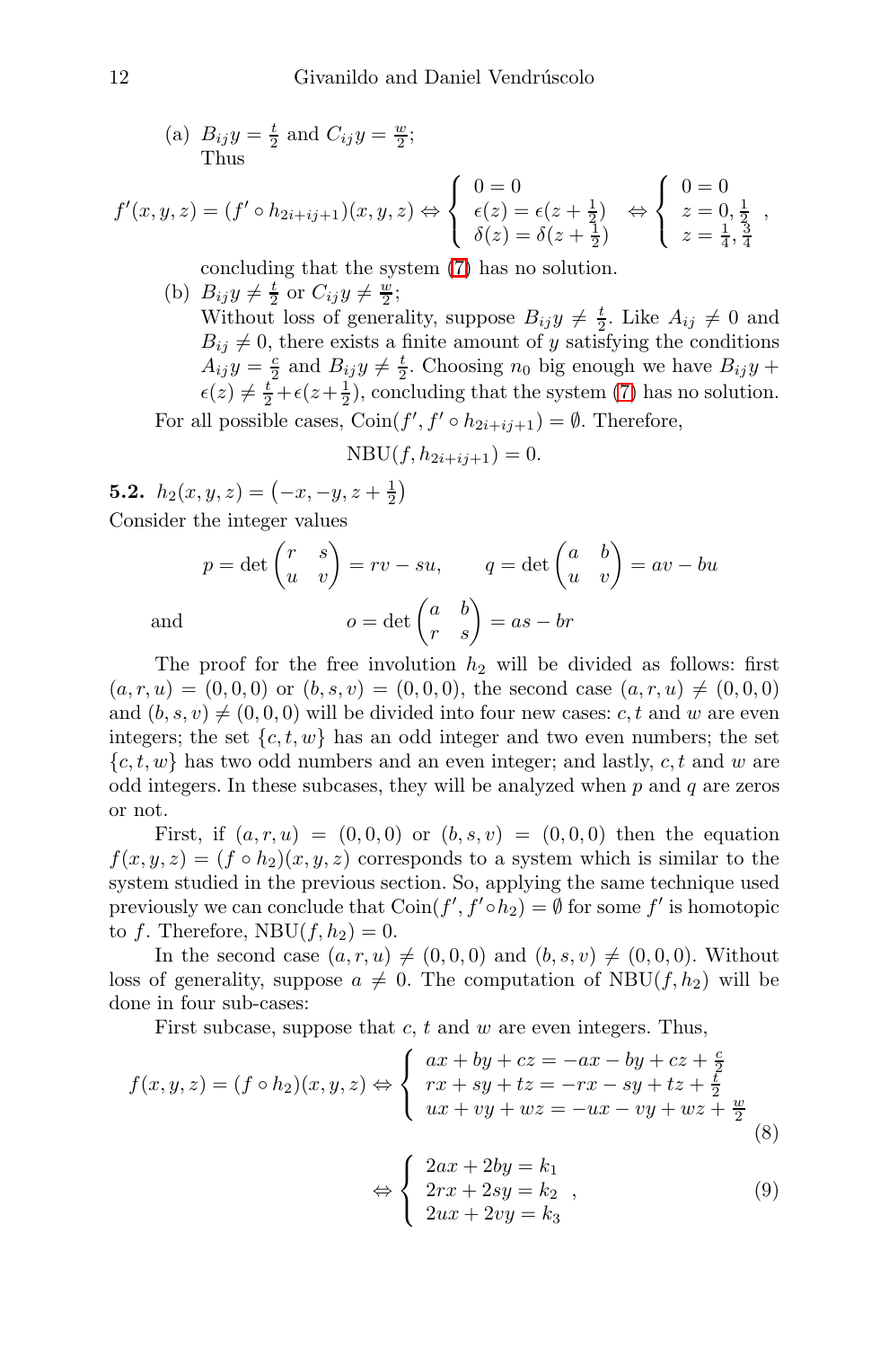(a) $B_{ij}y = \frac{t}{2}$ and $C_{ij}y = \frac{w}{2}$;
Thus

$$f'(x,y,z) = (f' \circ h_{2i+ij+1})(x,y,z) \Leftrightarrow \left\{ \begin{array}{l} 0 = 0 \\ \epsilon(z) = \epsilon(z + \frac{1}{2}) \\ \delta(z) = \delta(z + \frac{1}{2}) \end{array} \right. \Leftrightarrow \left\{ \begin{array}{l} 0 = 0 \\ z = 0, \frac{1}{2} \\ z = \frac{1}{4}, \frac{3}{4} \end{array} \right.,$$

concluding that the system (7) has no solution.

(b) $B_{ij}y \neq \frac{t}{2}$ or $C_{ij}y \neq \frac{w}{2}$;
Without loss of generality, suppose $B_{ij}y \neq \frac{t}{2}$. Like $A_{ij} \neq 0$ and $B_{ij} \neq 0$, there exists a finite amount of $y$ satisfying the conditions $A_{ij}y = \frac{c}{2}$ and $B_{ij}y \neq \frac{t}{2}$. Choosing $n_0$ big enough we have $B_{ij}y + \epsilon(z) \neq \frac{t}{2} + \epsilon(z + \frac{1}{2})$, concluding that the system (7) has no solution.

For all possible cases, $\text{Coin}(f', f' \circ h_{2i+ij+1}) = \emptyset$. Therefore,

$$\text{NBU}(f, h_{2i+ij+1}) = 0.$$

**5.2.** $h_2(x,y,z) = \left(-x, -y, z + \frac{1}{2}\right)$

Consider the integer values

$$p = \det \begin{pmatrix} r & s \\ u & v \end{pmatrix} = rv - su, \qquad q = \det \begin{pmatrix} a & b \\ u & v \end{pmatrix} = av - bu$$

and

$$o = \det \begin{pmatrix} a & b \\ r & s \end{pmatrix} = as - br$$

The proof for the free involution $h_2$ will be divided as follows: first $(a,r,u) = (0,0,0)$ or $(b,s,v) = (0,0,0)$, the second case $(a,r,u) \neq (0,0,0)$ and $(b,s,v) \neq (0,0,0)$ will be divided into four new cases: $c, t$ and $w$ are even integers; the set $\{c,t,w\}$ has an odd integer and two even numbers; the set $\{c,t,w\}$ has two odd numbers and an even integer; and lastly, $c, t$ and $w$ are odd integers. In these subcases, they will be analyzed when $p$ and $q$ are zeros or not.

First, if $(a,r,u) = (0,0,0)$ or $(b,s,v) = (0,0,0)$ then the equation $f(x,y,z) = (f \circ h_2)(x,y,z)$ corresponds to a system which is similar to the system studied in the previous section. So, applying the same technique used previously we can conclude that $\text{Coin}(f', f' \circ h_2) = \emptyset$ for some $f'$ is homotopic to $f$. Therefore, $\text{NBU}(f, h_2) = 0$.

In the second case $(a,r,u) \neq (0,0,0)$ and $(b,s,v) \neq (0,0,0)$. Without loss of generality, suppose $a \neq 0$. The computation of $\text{NBU}(f, h_2)$ will be done in four sub-cases:

First subcase, suppose that $c$, $t$ and $w$ are even integers. Thus,

$$f(x,y,z) = (f \circ h_2)(x,y,z) \Leftrightarrow \left\{ \begin{array}{l} ax + by + cz = -ax - by + cz + \frac{c}{2} \\ rx + sy + tz = -rx - sy + tz + \frac{t}{2} \\ ux + vy + wz = -ux - vy + wz + \frac{w}{2} \end{array} \right. \tag{8}$$

$$\Leftrightarrow \left\{ \begin{array}{l} 2ax + 2by = k_1 \\ 2rx + 2sy = k_2 \\ 2ux + 2vy = k_3 \end{array} \right., \tag{9}$$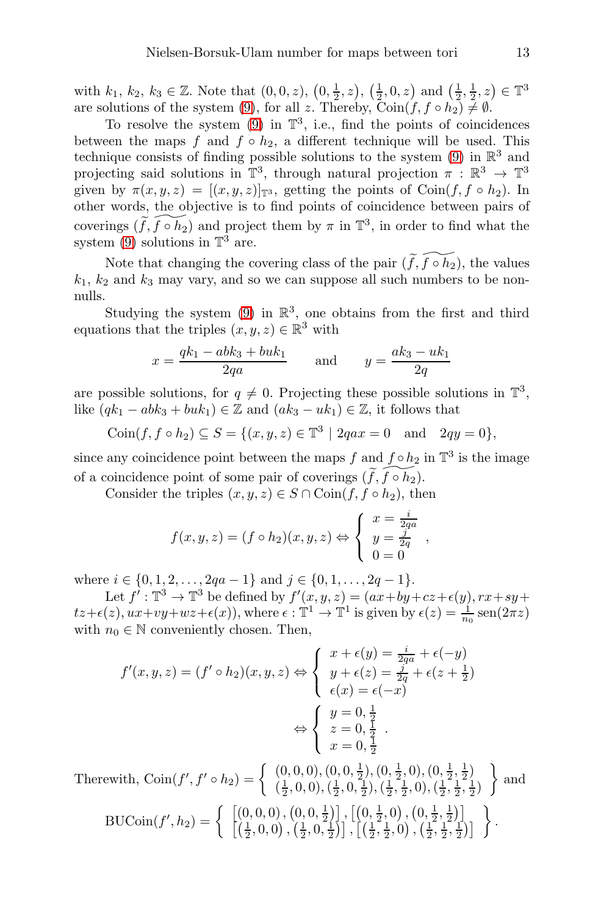with $k_1$, $k_2$, $k_3 \in \mathbb{Z}$. Note that $(0,0,z)$, $\left(0,\frac{1}{2},z\right)$, $\left(\frac{1}{2},0,z\right)$ and $\left(\frac{1}{2},\frac{1}{2},z\right) \in \mathbb{T}^3$ are solutions of the system (9), for all $z$. Thereby, $\mathrm{Coin}(f, f\circ h_2) \neq \emptyset$.

To resolve the system (9) in $\mathbb{T}^3$, i.e., find the points of coincidences between the maps $f$ and $f \circ h_2$, a different technique will be used. This technique consists of finding possible solutions to the system (9) in $\mathbb{R}^3$ and projecting said solutions in $\mathbb{T}^3$, through natural projection $\pi : \mathbb{R}^3 \to \mathbb{T}^3$ given by $\pi(x,y,z) = [(x,y,z)]_{\mathbb{T}^3}$, getting the points of $\mathrm{Coin}(f, f\circ h_2)$. In other words, the objective is to find points of coincidence between pairs of coverings $(\widetilde{f}, \widetilde{f\circ h_2})$ and project them by $\pi$ in $\mathbb{T}^3$, in order to find what the system (9) solutions in $\mathbb{T}^3$ are.

Note that changing the covering class of the pair $(\widetilde{f}, \widetilde{f\circ h_2})$, the values $k_1$, $k_2$ and $k_3$ may vary, and so we can suppose all such numbers to be non-nulls.

Studying the system (9) in $\mathbb{R}^3$, one obtains from the first and third equations that the triples $(x,y,z) \in \mathbb{R}^3$ with

$$x = \frac{qk_1 - abk_3 + buk_1}{2qa} \qquad \text{and} \qquad y = \frac{ak_3 - uk_1}{2q}$$

are possible solutions, for $q \neq 0$. Projecting these possible solutions in $\mathbb{T}^3$, like $(qk_1 - abk_3 + buk_1) \in \mathbb{Z}$ and $(ak_3 - uk_1) \in \mathbb{Z}$, it follows that

$$\mathrm{Coin}(f, f\circ h_2) \subseteq S = \{(x,y,z) \in \mathbb{T}^3 \mid 2qax = 0 \quad \text{and} \quad 2qy = 0\},$$

since any coincidence point between the maps $f$ and $f \circ h_2$ in $\mathbb{T}^3$ is the image of a coincidence point of some pair of coverings $(\widetilde{f}, \widetilde{f\circ h_2})$.

Consider the triples $(x,y,z) \in S \cap \mathrm{Coin}(f, f\circ h_2)$, then

$$f(x,y,z) = (f\circ h_2)(x,y,z) \Leftrightarrow \left\{ \begin{array}{l} x = \frac{i}{2qa} \\ y = \frac{j}{2q} \\ 0 = 0 \end{array} \right. ,$$

where $i \in \{0,1,2,\ldots,2qa-1\}$ and $j \in \{0,1,\ldots,2q-1\}$.

Let $f' : \mathbb{T}^3 \to \mathbb{T}^3$ be defined by $f'(x,y,z) = (ax+by+cz+\epsilon(y), rx+sy+tz+\epsilon(z), ux+vy+wz+\epsilon(x))$, where $\epsilon : \mathbb{T}^1 \to \mathbb{T}^1$ is given by $\epsilon(z) = \frac{1}{n_0}\,\mathrm{sen}(2\pi z)$ with $n_0 \in \mathbb{N}$ conveniently chosen. Then,

$$f'(x,y,z) = (f'\circ h_2)(x,y,z) \Leftrightarrow \left\{ \begin{array}{l} x + \epsilon(y) = \frac{i}{2qa} + \epsilon(-y) \\ y + \epsilon(z) = \frac{j}{2q} + \epsilon(z + \frac{1}{2}) \\ \epsilon(x) = \epsilon(-x) \end{array} \right.$$

$$\Leftrightarrow \left\{ \begin{array}{l} y = 0, \frac{1}{2} \\ z = 0, \frac{1}{2} \\ x = 0, \frac{1}{2} \end{array} \right. .$$

Therewith, $\mathrm{Coin}(f', f'\circ h_2) = \left\{ \begin{array}{l} (0,0,0), (0,0,\frac{1}{2}), (0,\frac{1}{2},0), (0,\frac{1}{2},\frac{1}{2}) \\ (\frac{1}{2},0,0), (\frac{1}{2},0,\frac{1}{2}), (\frac{1}{2},\frac{1}{2},0), (\frac{1}{2},\frac{1}{2},\frac{1}{2}) \end{array} \right\}$ and

$$\mathrm{BUCoin}(f', h_2) = \left\{ \begin{array}{l} \left[(0,0,0), (0,0,\frac{1}{2})\right], \left[(0,\frac{1}{2},0), (0,\frac{1}{2},\frac{1}{2})\right] \\ \left[(\frac{1}{2},0,0), (\frac{1}{2},0,\frac{1}{2})\right], \left[(\frac{1}{2},\frac{1}{2},0), (\frac{1}{2},\frac{1}{2},\frac{1}{2})\right] \end{array} \right\}.$$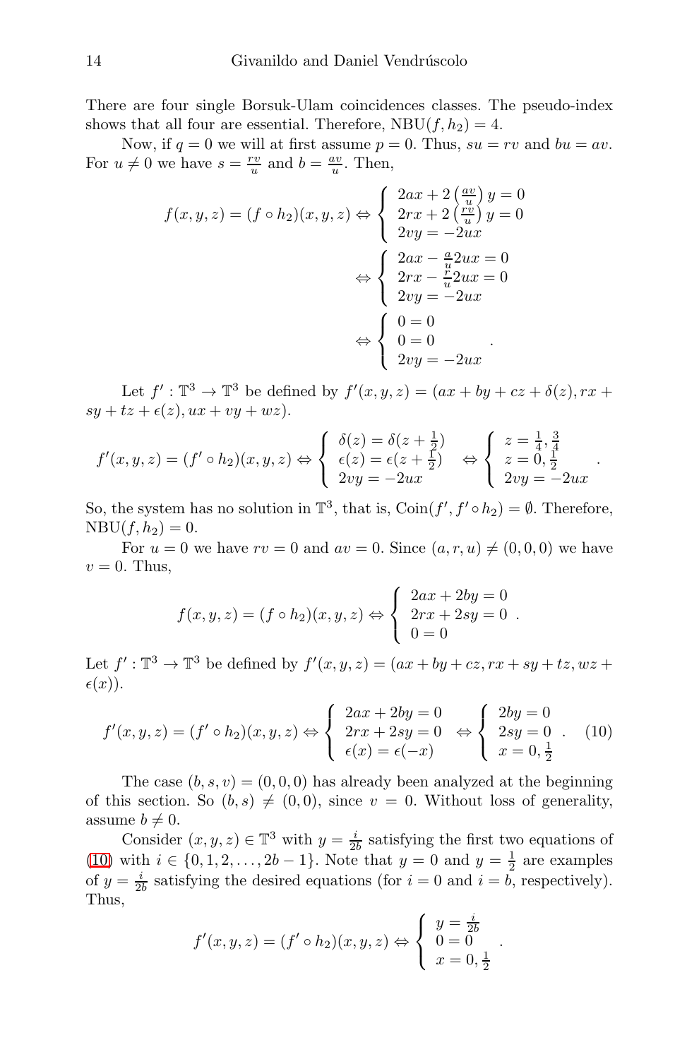There are four single Borsuk-Ulam coincidences classes. The pseudo-index shows that all four are essential. Therefore, $\mathrm{NBU}(f, h_2) = 4$.

Now, if $q = 0$ we will at first assume $p = 0$. Thus, $su = rv$ and $bu = av$. For $u \neq 0$ we have $s = \frac{rv}{u}$ and $b = \frac{av}{u}$. Then,

$$f(x,y,z) = (f \circ h_2)(x,y,z) \Leftrightarrow \left\{ \begin{array}{l} 2ax + 2\left(\frac{av}{u}\right) y = 0 \\ 2rx + 2\left(\frac{rv}{u}\right) y = 0 \\ 2vy = -2ux \end{array} \right.$$

$$\Leftrightarrow \left\{ \begin{array}{l} 2ax - \frac{a}{u} 2ux = 0 \\ 2rx - \frac{r}{u} 2ux = 0 \\ 2vy = -2ux \end{array} \right.$$

$$\Leftrightarrow \left\{ \begin{array}{l} 0 = 0 \\ 0 = 0 \\ 2vy = -2ux \end{array} \right. .$$

Let $f' : \mathbb{T}^3 \to \mathbb{T}^3$ be defined by $f'(x,y,z) = (ax + by + cz + \delta(z), rx + sy + tz + \epsilon(z), ux + vy + wz)$.

$$f'(x,y,z) = (f' \circ h_2)(x,y,z) \Leftrightarrow \left\{ \begin{array}{l} \delta(z) = \delta(z + \frac{1}{2}) \\ \epsilon(z) = \epsilon(z + \frac{1}{2}) \\ 2vy = -2ux \end{array} \right. \Leftrightarrow \left\{ \begin{array}{l} z = \frac{1}{4}, \frac{3}{4} \\ z = 0, \frac{1}{2} \\ 2vy = -2ux \end{array} \right. .$$

So, the system has no solution in $\mathbb{T}^3$, that is, $\mathrm{Coin}(f', f' \circ h_2) = \emptyset$. Therefore, $\mathrm{NBU}(f, h_2) = 0$.

For $u = 0$ we have $rv = 0$ and $av = 0$. Since $(a, r, u) \neq (0, 0, 0)$ we have $v = 0$. Thus,

$$f(x,y,z) = (f \circ h_2)(x,y,z) \Leftrightarrow \left\{ \begin{array}{l} 2ax + 2by = 0 \\ 2rx + 2sy = 0 \\ 0 = 0 \end{array} \right. .$$

Let $f' : \mathbb{T}^3 \to \mathbb{T}^3$ be defined by $f'(x,y,z) = (ax + by + cz, rx + sy + tz, wz + \epsilon(x))$.

$$f'(x,y,z) = (f' \circ h_2)(x,y,z) \Leftrightarrow \left\{ \begin{array}{l} 2ax + 2by = 0 \\ 2rx + 2sy = 0 \\ \epsilon(x) = \epsilon(-x) \end{array} \right. \Leftrightarrow \left\{ \begin{array}{l} 2by = 0 \\ 2sy = 0 \\ x = 0, \frac{1}{2} \end{array} \right. . \quad (10)$$

The case $(b, s, v) = (0, 0, 0)$ has already been analyzed at the beginning of this section. So $(b, s) \neq (0, 0)$, since $v = 0$. Without loss of generality, assume $b \neq 0$.

Consider $(x, y, z) \in \mathbb{T}^3$ with $y = \frac{i}{2b}$ satisfying the first two equations of (10) with $i \in \{0, 1, 2, \ldots, 2b - 1\}$. Note that $y = 0$ and $y = \frac{1}{2}$ are examples of $y = \frac{i}{2b}$ satisfying the desired equations (for $i = 0$ and $i = b$, respectively). Thus,

$$f'(x,y,z) = (f' \circ h_2)(x,y,z) \Leftrightarrow \left\{ \begin{array}{l} y = \frac{i}{2b} \\ 0 = 0 \\ x = 0, \frac{1}{2} \end{array} \right. .$$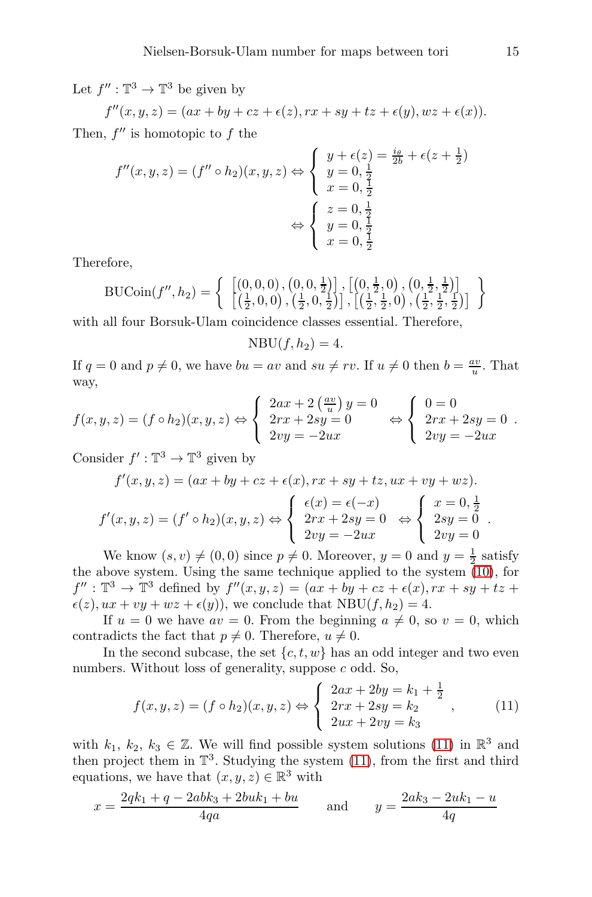Let $f'' : \mathbb{T}^3 \to \mathbb{T}^3$ be given by

$$f''(x, y, z) = (ax + by + cz + \epsilon(z), rx + sy + tz + \epsilon(y), wz + \epsilon(x)).$$

Then, $f''$ is homotopic to $f$ the

$$f''(x,y,z) = (f'' \circ h_2)(x,y,z) \Leftrightarrow \left\{ \begin{array}{l} y + \epsilon(z) = \frac{i_\theta}{2b} + \epsilon(z + \frac{1}{2}) \\ y = 0, \frac{1}{2} \\ x = 0, \frac{1}{2} \end{array} \right.$$

$$\Leftrightarrow \left\{ \begin{array}{l} z = 0, \frac{1}{2} \\ y = 0, \frac{1}{2} \\ x = 0, \frac{1}{2} \end{array} \right.$$

Therefore,

$$\text{BUCoin}(f'', h_2) = \left\{ \begin{array}{l} \left[(0,0,0), \left(0,0,\frac{1}{2}\right)\right], \left[\left(0,\frac{1}{2},0\right), \left(0,\frac{1}{2},\frac{1}{2}\right)\right] \\ \left[\left(\frac{1}{2},0,0\right), \left(\frac{1}{2},0,\frac{1}{2}\right)\right], \left[\left(\frac{1}{2},\frac{1}{2},0\right), \left(\frac{1}{2},\frac{1}{2},\frac{1}{2}\right)\right] \end{array} \right\}$$

with all four Borsuk-Ulam coincidence classes essential. Therefore,

$$\text{NBU}(f, h_2) = 4.$$

If $q = 0$ and $p \neq 0$, we have $bu = av$ and $su \neq rv$. If $u \neq 0$ then $b = \frac{av}{u}$. That way,

$$f(x,y,z) = (f \circ h_2)(x,y,z) \Leftrightarrow \left\{ \begin{array}{l} 2ax + 2\left(\frac{av}{u}\right)y = 0 \\ 2rx + 2sy = 0 \\ 2vy = -2ux \end{array} \right. \Leftrightarrow \left\{ \begin{array}{l} 0 = 0 \\ 2rx + 2sy = 0 \\ 2vy = -2ux \end{array} \right. .$$

Consider $f' : \mathbb{T}^3 \to \mathbb{T}^3$ given by

$$f'(x, y, z) = (ax + by + cz + \epsilon(x), rx + sy + tz, ux + vy + wz).$$

$$f'(x,y,z) = (f' \circ h_2)(x,y,z) \Leftrightarrow \left\{ \begin{array}{l} \epsilon(x) = \epsilon(-x) \\ 2rx + 2sy = 0 \\ 2vy = -2ux \end{array} \right. \Leftrightarrow \left\{ \begin{array}{l} x = 0, \frac{1}{2} \\ 2sy = 0 \\ 2vy = 0 \end{array} \right. .$$

We know $(s, v) \neq (0, 0)$ since $p \neq 0$. Moreover, $y = 0$ and $y = \frac{1}{2}$ satisfy the above system. Using the same technique applied to the system (10), for $f'' : \mathbb{T}^3 \to \mathbb{T}^3$ defined by $f''(x, y, z) = (ax + by + cz + \epsilon(x), rx + sy + tz + \epsilon(z), ux + vy + wz + \epsilon(y))$, we conclude that $\text{NBU}(f, h_2) = 4$.

If $u = 0$ we have $av = 0$. From the beginning $a \neq 0$, so $v = 0$, which contradicts the fact that $p \neq 0$. Therefore, $u \neq 0$.

In the second subcase, the set $\{c, t, w\}$ has an odd integer and two even numbers. Without loss of generality, suppose $c$ odd. So,

$$f(x,y,z) = (f \circ h_2)(x,y,z) \Leftrightarrow \left\{ \begin{array}{l} 2ax + 2by = k_1 + \frac{1}{2} \\ 2rx + 2sy = k_2 \\ 2ux + 2vy = k_3 \end{array} \right. , \tag{11}$$

with $k_1$, $k_2$, $k_3 \in \mathbb{Z}$. We will find possible system solutions (11) in $\mathbb{R}^3$ and then project them in $\mathbb{T}^3$. Studying the system (11), from the first and third equations, we have that $(x, y, z) \in \mathbb{R}^3$ with

$$x = \frac{2qk_1 + q - 2abk_3 + 2buk_1 + bu}{4qa} \qquad \text{and} \qquad y = \frac{2ak_3 - 2uk_1 - u}{4q}$$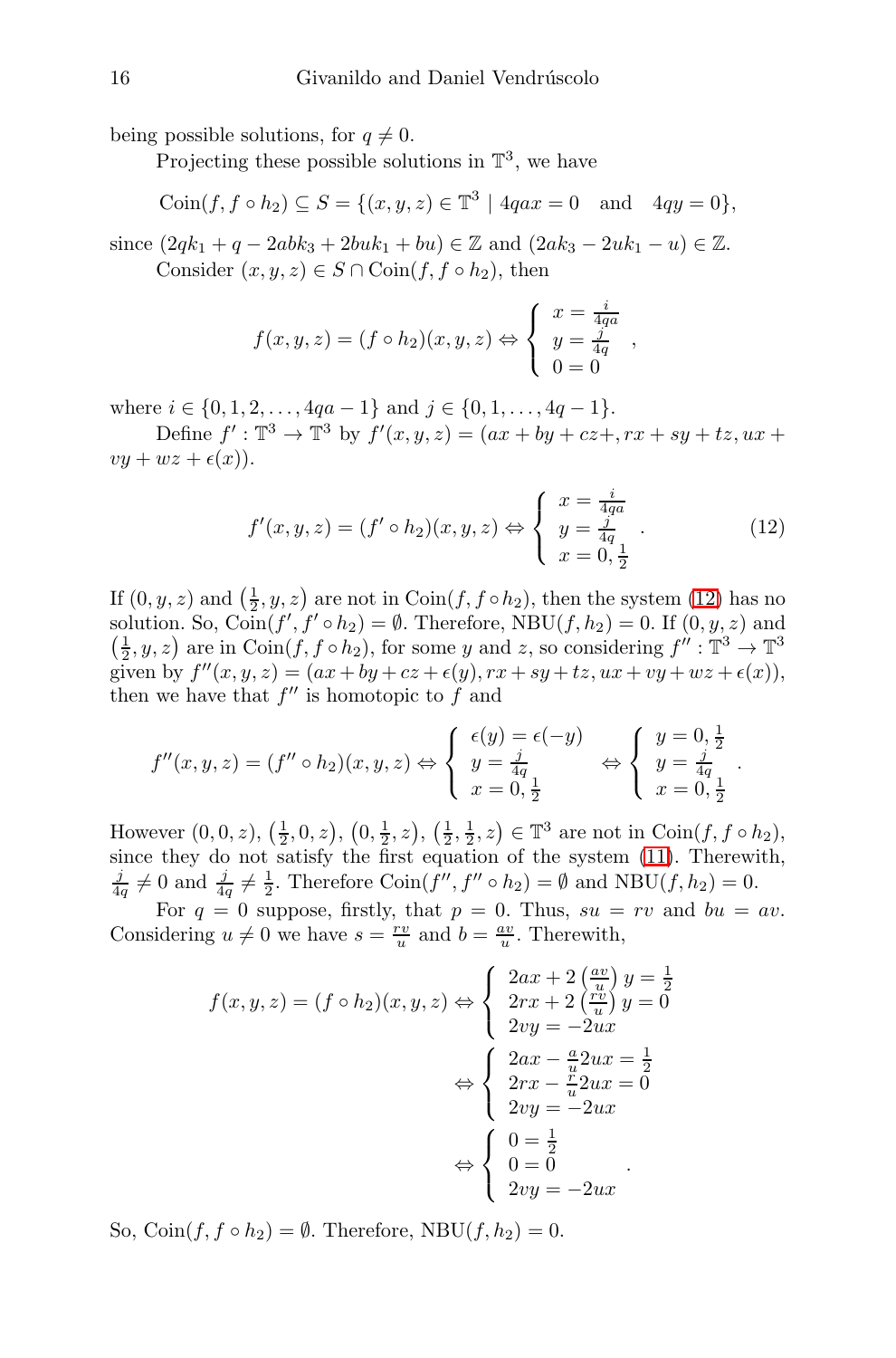being possible solutions, for $q \neq 0$.

Projecting these possible solutions in $\mathbb{T}^3$, we have

$$\text{Coin}(f, f \circ h_2) \subseteq S = \{(x, y, z) \in \mathbb{T}^3 \mid 4qax = 0 \quad \text{and} \quad 4qy = 0\},$$

since $(2qk_1 + q - 2abk_3 + 2buk_1 + bu) \in \mathbb{Z}$ and $(2ak_3 - 2uk_1 - u) \in \mathbb{Z}$.

Consider $(x, y, z) \in S \cap \text{Coin}(f, f \circ h_2)$, then

$$f(x, y, z) = (f \circ h_2)(x, y, z) \Leftrightarrow \begin{cases} x = \frac{i}{4qa} \\ y = \frac{j}{4q} \\ 0 = 0 \end{cases},$$

where $i \in \{0, 1, 2, \ldots, 4qa - 1\}$ and $j \in \{0, 1, \ldots, 4q - 1\}$.

Define $f' : \mathbb{T}^3 \to \mathbb{T}^3$ by $f'(x, y, z) = (ax + by + cz+, rx + sy + tz, ux + vy + wz + \epsilon(x))$.

$$f'(x, y, z) = (f' \circ h_2)(x, y, z) \Leftrightarrow \begin{cases} x = \frac{i}{4qa} \\ y = \frac{j}{4q} \\ x = 0, \frac{1}{2} \end{cases}. \tag{12}$$

If $(0, y, z)$ and $\left(\frac{1}{2}, y, z\right)$ are not in $\text{Coin}(f, f \circ h_2)$, then the system (12) has no solution. So, $\text{Coin}(f', f' \circ h_2) = \emptyset$. Therefore, $\text{NBU}(f, h_2) = 0$. If $(0, y, z)$ and $\left(\frac{1}{2}, y, z\right)$ are in $\text{Coin}(f, f \circ h_2)$, for some $y$ and $z$, so considering $f'' : \mathbb{T}^3 \to \mathbb{T}^3$ given by $f''(x, y, z) = (ax + by + cz + \epsilon(y), rx + sy + tz, ux + vy + wz + \epsilon(x))$, then we have that $f''$ is homotopic to $f$ and

$$f''(x, y, z) = (f'' \circ h_2)(x, y, z) \Leftrightarrow \begin{cases} \epsilon(y) = \epsilon(-y) \\ y = \frac{j}{4q} \\ x = 0, \frac{1}{2} \end{cases} \Leftrightarrow \begin{cases} y = 0, \frac{1}{2} \\ y = \frac{j}{4q} \\ x = 0, \frac{1}{2} \end{cases}.$$

However $(0, 0, z)$, $\left(\frac{1}{2}, 0, z\right)$, $\left(0, \frac{1}{2}, z\right)$, $\left(\frac{1}{2}, \frac{1}{2}, z\right) \in \mathbb{T}^3$ are not in $\text{Coin}(f, f \circ h_2)$, since they do not satisfy the first equation of the system (11). Therewith, $\frac{j}{4q} \neq 0$ and $\frac{j}{4q} \neq \frac{1}{2}$. Therefore $\text{Coin}(f'', f'' \circ h_2) = \emptyset$ and $\text{NBU}(f, h_2) = 0$.

For $q = 0$ suppose, firstly, that $p = 0$. Thus, $su = rv$ and $bu = av$. Considering $u \neq 0$ we have $s = \frac{rv}{u}$ and $b = \frac{av}{u}$. Therewith,

$$\begin{aligned} f(x, y, z) = (f \circ h_2)(x, y, z) &\Leftrightarrow \begin{cases} 2ax + 2\left(\frac{av}{u}\right) y = \frac{1}{2} \\ 2rx + 2\left(\frac{rv}{u}\right) y = 0 \\ 2vy = -2ux \end{cases} \\ &\Leftrightarrow \begin{cases} 2ax - \frac{a}{u} 2ux = \frac{1}{2} \\ 2rx - \frac{r}{u} 2ux = 0 \\ 2vy = -2ux \end{cases} \\ &\Leftrightarrow \begin{cases} 0 = \frac{1}{2} \\ 0 = 0 \\ 2vy = -2ux \end{cases}. \end{aligned}$$

So, $\text{Coin}(f, f \circ h_2) = \emptyset$. Therefore, $\text{NBU}(f, h_2) = 0$.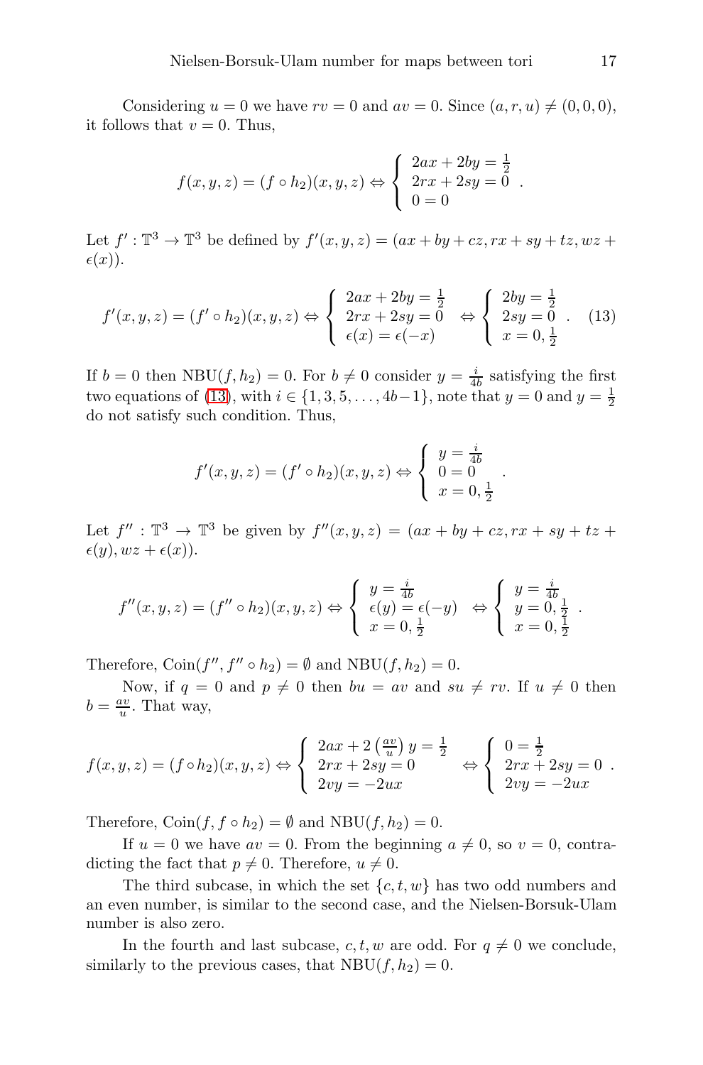Considering $u = 0$ we have $rv = 0$ and $av = 0$. Since $(a, r, u) \neq (0, 0, 0)$, it follows that $v = 0$. Thus,

$$f(x,y,z) = (f \circ h_2)(x,y,z) \Leftrightarrow \begin{cases} 2ax + 2by = \frac{1}{2} \\ 2rx + 2sy = 0 \\ 0 = 0 \end{cases}.$$

Let $f' : \mathbb{T}^3 \to \mathbb{T}^3$ be defined by $f'(x,y,z) = (ax + by + cz, rx + sy + tz, wz + \epsilon(x))$.

$$f'(x,y,z) = (f' \circ h_2)(x,y,z) \Leftrightarrow \begin{cases} 2ax + 2by = \frac{1}{2} \\ 2rx + 2sy = 0 \\ \epsilon(x) = \epsilon(-x) \end{cases} \Leftrightarrow \begin{cases} 2by = \frac{1}{2} \\ 2sy = 0 \\ x = 0, \frac{1}{2} \end{cases}. \quad (13)$$

If $b = 0$ then $\mathrm{NBU}(f, h_2) = 0$. For $b \neq 0$ consider $y = \frac{i}{4b}$ satisfying the first two equations of (13), with $i \in \{1, 3, 5, \ldots, 4b-1\}$, note that $y = 0$ and $y = \frac{1}{2}$ do not satisfy such condition. Thus,

$$f'(x,y,z) = (f' \circ h_2)(x,y,z) \Leftrightarrow \begin{cases} y = \frac{i}{4b} \\ 0 = 0 \\ x = 0, \frac{1}{2} \end{cases}.$$

Let $f'' : \mathbb{T}^3 \to \mathbb{T}^3$ be given by $f''(x,y,z) = (ax + by + cz, rx + sy + tz + \epsilon(y), wz + \epsilon(x))$.

$$f''(x,y,z) = (f'' \circ h_2)(x,y,z) \Leftrightarrow \begin{cases} y = \frac{i}{4b} \\ \epsilon(y) = \epsilon(-y) \\ x = 0, \frac{1}{2} \end{cases} \Leftrightarrow \begin{cases} y = \frac{i}{4b} \\ y = 0, \frac{1}{2} \\ x = 0, \frac{1}{2} \end{cases}.$$

Therefore, $\mathrm{Coin}(f'', f'' \circ h_2) = \emptyset$ and $\mathrm{NBU}(f, h_2) = 0$.

Now, if $q = 0$ and $p \neq 0$ then $bu = av$ and $su \neq rv$. If $u \neq 0$ then $b = \frac{av}{u}$. That way,

$$f(x,y,z) = (f \circ h_2)(x,y,z) \Leftrightarrow \begin{cases} 2ax + 2\left(\frac{av}{u}\right)y = \frac{1}{2} \\ 2rx + 2sy = 0 \\ 2vy = -2ux \end{cases} \Leftrightarrow \begin{cases} 0 = \frac{1}{2} \\ 2rx + 2sy = 0 \\ 2vy = -2ux \end{cases}.$$

Therefore, $\mathrm{Coin}(f, f \circ h_2) = \emptyset$ and $\mathrm{NBU}(f, h_2) = 0$.

If $u = 0$ we have $av = 0$. From the beginning $a \neq 0$, so $v = 0$, contradicting the fact that $p \neq 0$. Therefore, $u \neq 0$.

The third subcase, in which the set $\{c, t, w\}$ has two odd numbers and an even number, is similar to the second case, and the Nielsen-Borsuk-Ulam number is also zero.

In the fourth and last subcase, $c, t, w$ are odd. For $q \neq 0$ we conclude, similarly to the previous cases, that $\mathrm{NBU}(f, h_2) = 0$.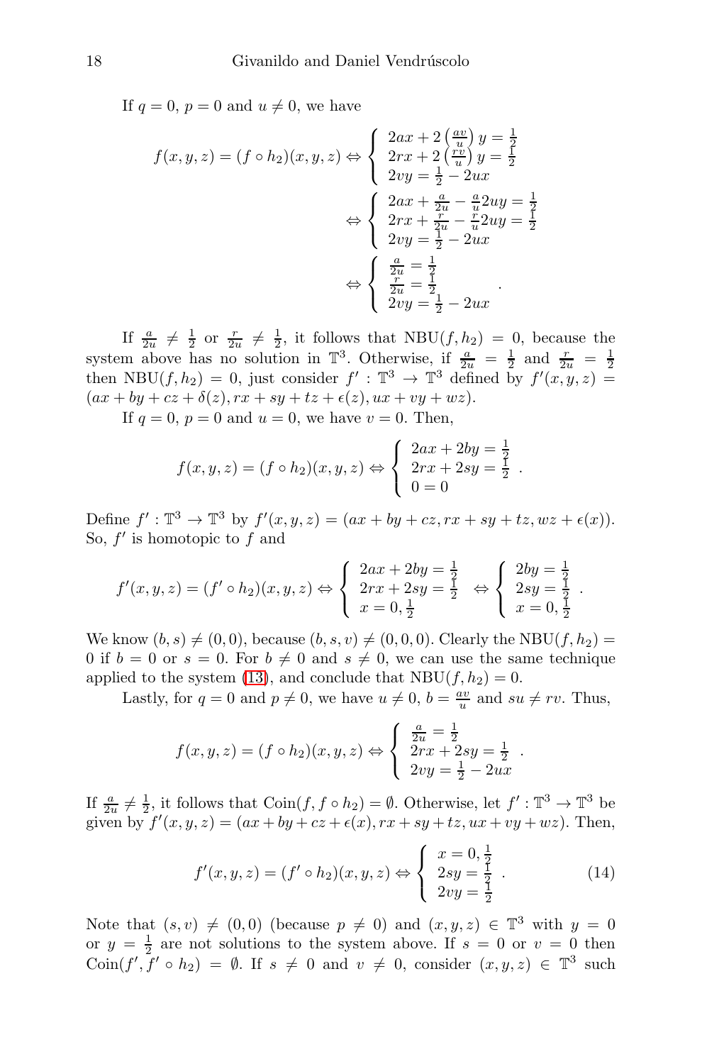If $q = 0$, $p = 0$ and $u \neq 0$, we have

$$f(x,y,z) = (f \circ h_2)(x,y,z) \Leftrightarrow \left\{ \begin{array}{l} 2ax + 2\left(\frac{av}{u}\right)y = \frac{1}{2} \\ 2rx + 2\left(\frac{rv}{u}\right)y = \frac{1}{2} \\ 2vy = \frac{1}{2} - 2ux \end{array} \right.$$

$$\Leftrightarrow \left\{ \begin{array}{l} 2ax + \frac{a}{2u} - \frac{a}{u}2uy = \frac{1}{2} \\ 2rx + \frac{r}{2u} - \frac{r}{u}2uy = \frac{1}{2} \\ 2vy = \frac{1}{2} - 2ux \end{array} \right.$$

$$\Leftrightarrow \left\{ \begin{array}{l} \frac{a}{2u} = \frac{1}{2} \\ \frac{r}{2u} = \frac{1}{2} \\ 2vy = \frac{1}{2} - 2ux \end{array} \right. .$$

If $\frac{a}{2u} \neq \frac{1}{2}$ or $\frac{r}{2u} \neq \frac{1}{2}$, it follows that $\mathrm{NBU}(f, h_2) = 0$, because the system above has no solution in $\mathbb{T}^3$. Otherwise, if $\frac{a}{2u} = \frac{1}{2}$ and $\frac{r}{2u} = \frac{1}{2}$ then $\mathrm{NBU}(f, h_2) = 0$, just consider $f' : \mathbb{T}^3 \to \mathbb{T}^3$ defined by $f'(x,y,z) = (ax + by + cz + \delta(z), rx + sy + tz + \epsilon(z), ux + vy + wz)$.

If $q = 0$, $p = 0$ and $u = 0$, we have $v = 0$. Then,

$$f(x,y,z) = (f \circ h_2)(x,y,z) \Leftrightarrow \left\{ \begin{array}{l} 2ax + 2by = \frac{1}{2} \\ 2rx + 2sy = \frac{1}{2} \\ 0 = 0 \end{array} \right. .$$

Define $f' : \mathbb{T}^3 \to \mathbb{T}^3$ by $f'(x,y,z) = (ax + by + cz, rx + sy + tz, wz + \epsilon(x))$. So, $f'$ is homotopic to $f$ and

$$f'(x,y,z) = (f' \circ h_2)(x,y,z) \Leftrightarrow \left\{ \begin{array}{l} 2ax + 2by = \frac{1}{2} \\ 2rx + 2sy = \frac{1}{2} \\ x = 0, \frac{1}{2} \end{array} \right. \Leftrightarrow \left\{ \begin{array}{l} 2by = \frac{1}{2} \\ 2sy = \frac{1}{2} \\ x = 0, \frac{1}{2} \end{array} \right. .$$

We know $(b, s) \neq (0, 0)$, because $(b, s, v) \neq (0, 0, 0)$. Clearly the $\mathrm{NBU}(f, h_2) = 0$ if $b = 0$ or $s = 0$. For $b \neq 0$ and $s \neq 0$, we can use the same technique applied to the system (13), and conclude that $\mathrm{NBU}(f, h_2) = 0$.

Lastly, for $q = 0$ and $p \neq 0$, we have $u \neq 0$, $b = \frac{av}{u}$ and $su \neq rv$. Thus,

$$f(x,y,z) = (f \circ h_2)(x,y,z) \Leftrightarrow \left\{ \begin{array}{l} \frac{a}{2u} = \frac{1}{2} \\ 2rx + 2sy = \frac{1}{2} \\ 2vy = \frac{1}{2} - 2ux \end{array} \right. .$$

If $\frac{a}{2u} \neq \frac{1}{2}$, it follows that $\mathrm{Coin}(f, f \circ h_2) = \emptyset$. Otherwise, let $f' : \mathbb{T}^3 \to \mathbb{T}^3$ be given by $f'(x,y,z) = (ax + by + cz + \epsilon(x), rx + sy + tz, ux + vy + wz)$. Then,

$$f'(x,y,z) = (f' \circ h_2)(x,y,z) \Leftrightarrow \left\{ \begin{array}{l} x = 0, \frac{1}{2} \\ 2sy = \frac{1}{2} \\ 2vy = \frac{1}{2} \end{array} \right. . \tag{14}$$

Note that $(s, v) \neq (0, 0)$ (because $p \neq 0$) and $(x, y, z) \in \mathbb{T}^3$ with $y = 0$ or $y = \frac{1}{2}$ are not solutions to the system above. If $s = 0$ or $v = 0$ then $\mathrm{Coin}(f', f' \circ h_2) = \emptyset$. If $s \neq 0$ and $v \neq 0$, consider $(x, y, z) \in \mathbb{T}^3$ such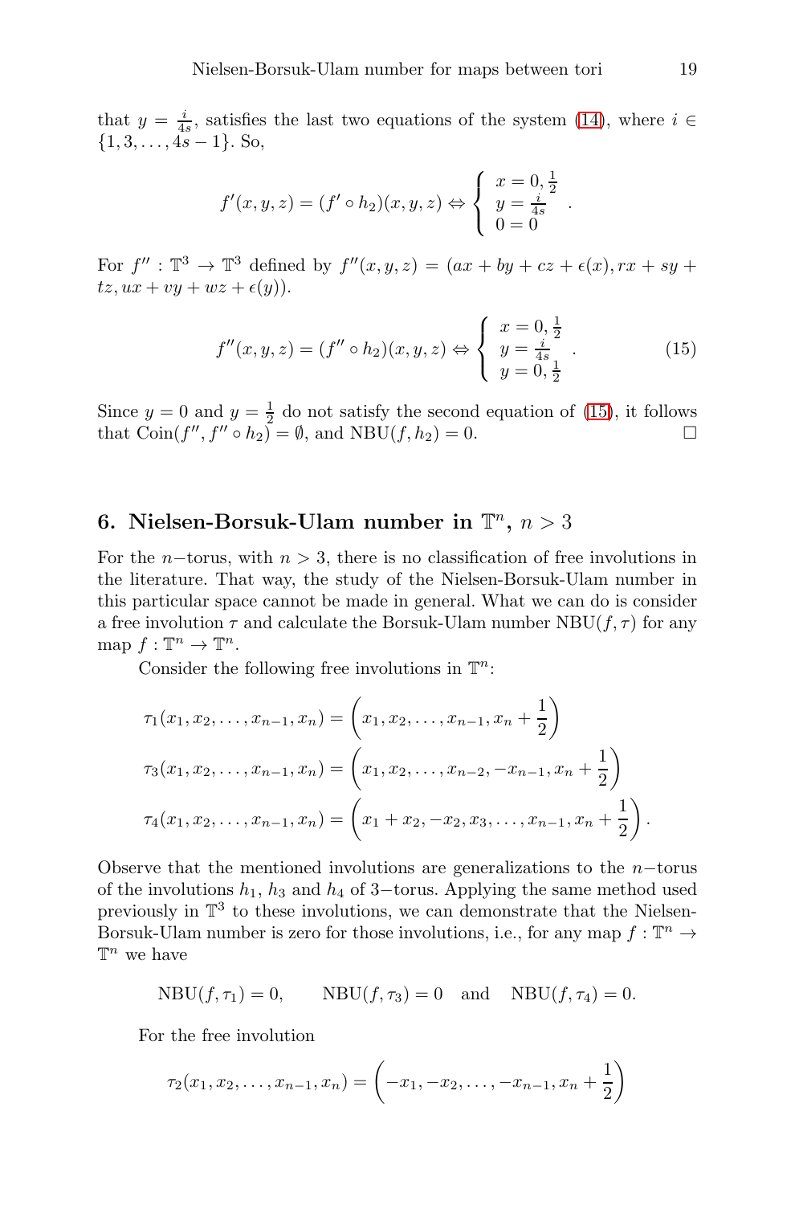that $y = \frac{i}{4s}$, satisfies the last two equations of the system (14), where $i \in \{1, 3, \ldots, 4s-1\}$. So,

$$f'(x,y,z) = (f' \circ h_2)(x,y,z) \Leftrightarrow \begin{cases} x = 0, \frac{1}{2} \\ y = \frac{i}{4s} \\ 0 = 0 \end{cases}.$$

For $f'' : \mathbb{T}^3 \to \mathbb{T}^3$ defined by $f''(x,y,z) = (ax + by + cz + \epsilon(x), rx + sy + tz, ux + vy + wz + \epsilon(y))$.

$$f''(x,y,z) = (f'' \circ h_2)(x,y,z) \Leftrightarrow \begin{cases} x = 0, \frac{1}{2} \\ y = \frac{i}{4s} \\ y = 0, \frac{1}{2} \end{cases}. \tag{15}$$

Since $y = 0$ and $y = \frac{1}{2}$ do not satisfy the second equation of (15), it follows that $\mathrm{Coin}(f'', f'' \circ h_2) = \emptyset$, and $\mathrm{NBU}(f, h_2) = 0$. □

## 6. Nielsen-Borsuk-Ulam number in $\mathbb{T}^n$, $n > 3$

For the $n-$torus, with $n > 3$, there is no classification of free involutions in the literature. That way, the study of the Nielsen-Borsuk-Ulam number in this particular space cannot be made in general. What we can do is consider a free involution $\tau$ and calculate the Borsuk-Ulam number $\mathrm{NBU}(f, \tau)$ for any map $f : \mathbb{T}^n \to \mathbb{T}^n$.

Consider the following free involutions in $\mathbb{T}^n$:

$$\tau_1(x_1, x_2, \ldots, x_{n-1}, x_n) = \left(x_1, x_2, \ldots, x_{n-1}, x_n + \frac{1}{2}\right)$$

$$\tau_3(x_1, x_2, \ldots, x_{n-1}, x_n) = \left(x_1, x_2, \ldots, x_{n-2}, -x_{n-1}, x_n + \frac{1}{2}\right)$$

$$\tau_4(x_1, x_2, \ldots, x_{n-1}, x_n) = \left(x_1 + x_2, -x_2, x_3, \ldots, x_{n-1}, x_n + \frac{1}{2}\right).$$

Observe that the mentioned involutions are generalizations to the $n-$torus of the involutions $h_1$, $h_3$ and $h_4$ of $3-$torus. Applying the same method used previously in $\mathbb{T}^3$ to these involutions, we can demonstrate that the Nielsen-Borsuk-Ulam number is zero for those involutions, i.e., for any map $f : \mathbb{T}^n \to \mathbb{T}^n$ we have

$$\mathrm{NBU}(f, \tau_1) = 0, \qquad \mathrm{NBU}(f, \tau_3) = 0 \quad \text{and} \quad \mathrm{NBU}(f, \tau_4) = 0.$$

For the free involution

$$\tau_2(x_1, x_2, \ldots, x_{n-1}, x_n) = \left(-x_1, -x_2, \ldots, -x_{n-1}, x_n + \frac{1}{2}\right)$$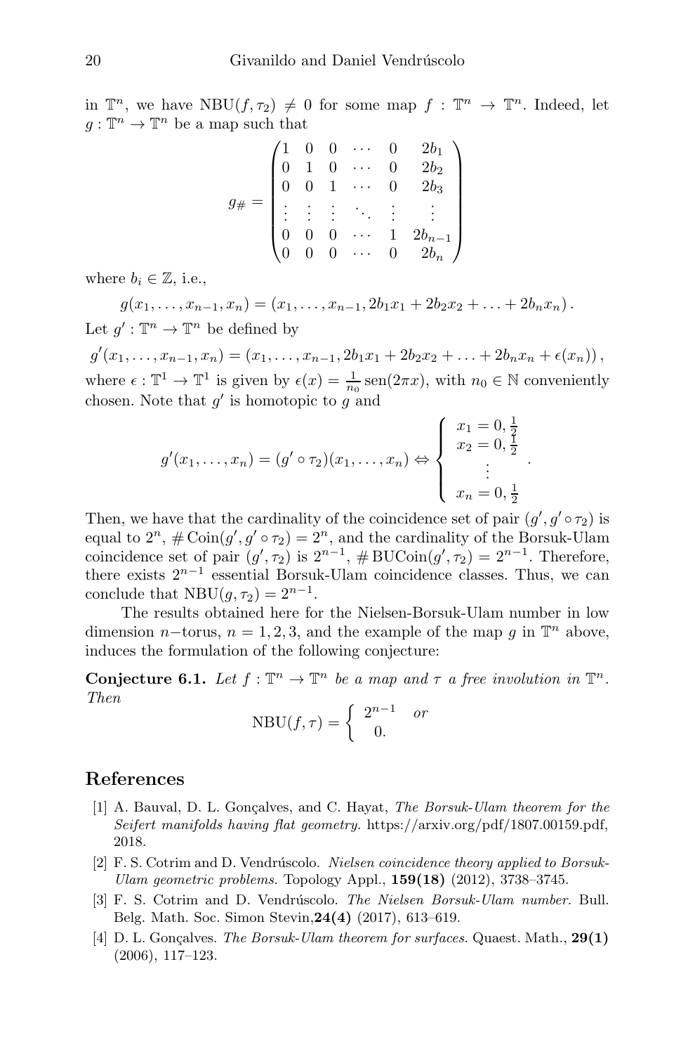in $\mathbb{T}^n$, we have $\mathrm{NBU}(f, \tau_2) \neq 0$ for some map $f : \mathbb{T}^n \to \mathbb{T}^n$. Indeed, let $g : \mathbb{T}^n \to \mathbb{T}^n$ be a map such that

$$
g_\# = \begin{pmatrix}
1 & 0 & 0 & \cdots & 0 & 2b_1 \\
0 & 1 & 0 & \cdots & 0 & 2b_2 \\
0 & 0 & 1 & \cdots & 0 & 2b_3 \\
\vdots & \vdots & \vdots & \ddots & \vdots & \vdots \\
0 & 0 & 0 & \cdots & 1 & 2b_{n-1} \\
0 & 0 & 0 & \cdots & 0 & 2b_n
\end{pmatrix}
$$

where $b_i \in \mathbb{Z}$, i.e.,

$$
g(x_1, \ldots, x_{n-1}, x_n) = (x_1, \ldots, x_{n-1}, 2b_1x_1 + 2b_2x_2 + \ldots + 2b_nx_n).
$$

Let $g' : \mathbb{T}^n \to \mathbb{T}^n$ be defined by

$$
g'(x_1, \ldots, x_{n-1}, x_n) = (x_1, \ldots, x_{n-1}, 2b_1x_1 + 2b_2x_2 + \ldots + 2b_nx_n + \epsilon(x_n)),
$$

where $\epsilon : \mathbb{T}^1 \to \mathbb{T}^1$ is given by $\epsilon(x) = \frac{1}{n_0}\,\mathrm{sen}(2\pi x)$, with $n_0 \in \mathbb{N}$ conveniently chosen. Note that $g'$ is homotopic to $g$ and

$$
g'(x_1, \ldots, x_n) = (g' \circ \tau_2)(x_1, \ldots, x_n) \Leftrightarrow \left\{ \begin{array}{c} x_1 = 0, \frac{1}{2} \\ x_2 = 0, \frac{1}{2} \\ \vdots \\ x_n = 0, \frac{1}{2} \end{array} \right. .
$$

Then, we have that the cardinality of the coincidence set of pair $(g', g' \circ \tau_2)$ is equal to $2^n$, $\#\,\mathrm{Coin}(g', g' \circ \tau_2) = 2^n$, and the cardinality of the Borsuk-Ulam coincidence set of pair $(g', \tau_2)$ is $2^{n-1}$, $\#\,\mathrm{BUCoin}(g', \tau_2) = 2^{n-1}$. Therefore, there exists $2^{n-1}$ essential Borsuk-Ulam coincidence classes. Thus, we can conclude that $\mathrm{NBU}(g, \tau_2) = 2^{n-1}$.

The results obtained here for the Nielsen-Borsuk-Ulam number in low dimension $n-$torus, $n = 1, 2, 3$, and the example of the map $g$ in $\mathbb{T}^n$ above, induces the formulation of the following conjecture:

**Conjecture 6.1.** *Let $f : \mathbb{T}^n \to \mathbb{T}^n$ be a map and $\tau$ a free involution in $\mathbb{T}^n$. Then*

$$
\mathrm{NBU}(f, \tau) = \left\{ \begin{array}{ll} 2^{n-1} & \textit{or} \\ 0. & \end{array} \right.
$$

## References

[1] A. Bauval, D. L. Gonçalves, and C. Hayat, *The Borsuk-Ulam theorem for the Seifert manifolds having flat geometry.* https://arxiv.org/pdf/1807.00159.pdf, 2018.

[2] F. S. Cotrim and D. Vendrúscolo. *Nielsen coincidence theory applied to Borsuk-Ulam geometric problems.* Topology Appl., **159(18)** (2012), 3738–3745.

[3] F. S. Cotrim and D. Vendrúscolo. *The Nielsen Borsuk-Ulam number.* Bull. Belg. Math. Soc. Simon Stevin,**24(4)** (2017), 613–619.

[4] D. L. Gonçalves. *The Borsuk-Ulam theorem for surfaces.* Quaest. Math., **29(1)** (2006), 117–123.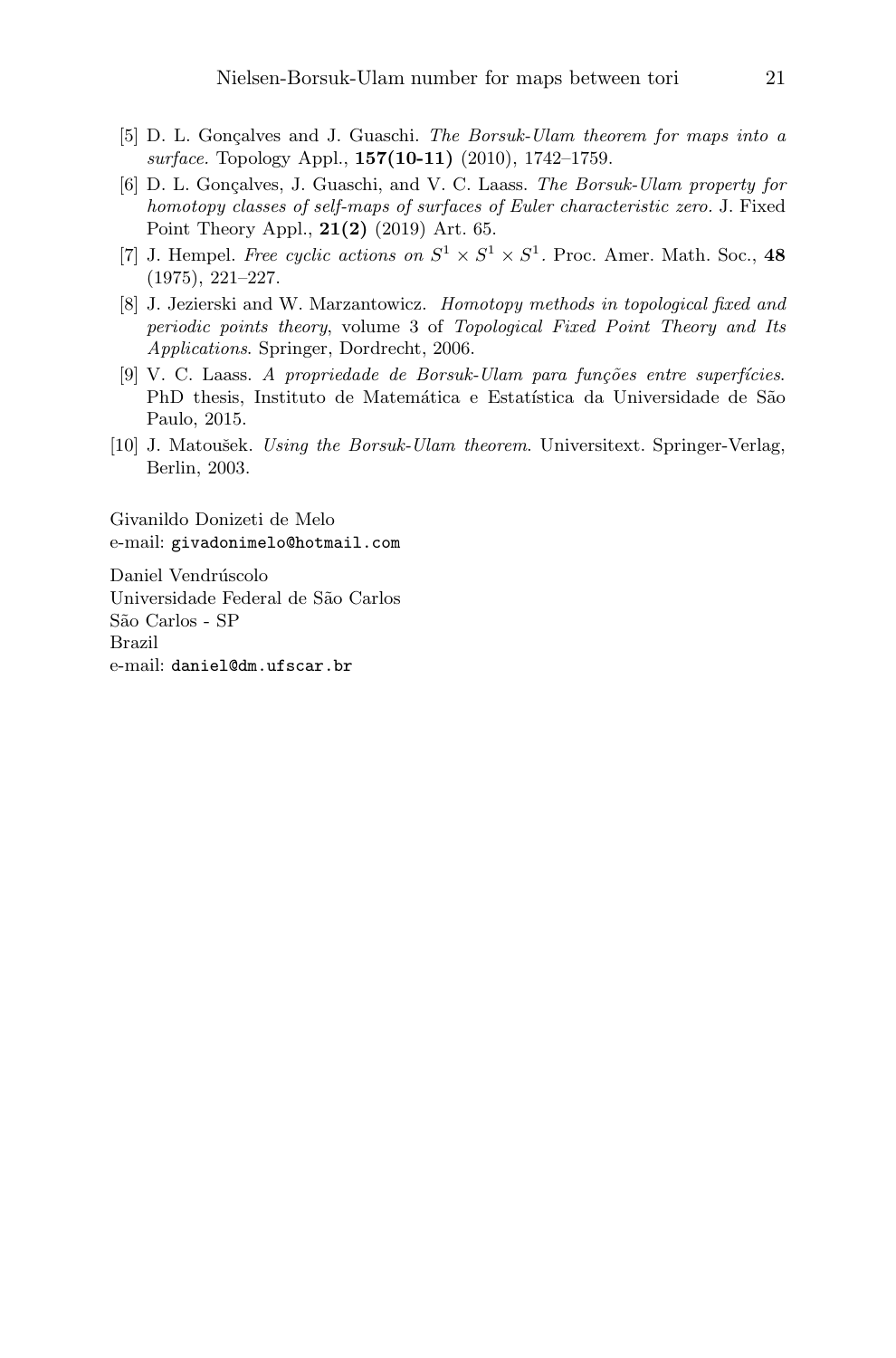[5] D. L. Gonçalves and J. Guaschi. *The Borsuk-Ulam theorem for maps into a surface.* Topology Appl., **157(10-11)** (2010), 1742–1759.

[6] D. L. Gonçalves, J. Guaschi, and V. C. Laass. *The Borsuk-Ulam property for homotopy classes of self-maps of surfaces of Euler characteristic zero.* J. Fixed Point Theory Appl., **21(2)** (2019) Art. 65.

[7] J. Hempel. *Free cyclic actions on $S^1 \times S^1 \times S^1$.* Proc. Amer. Math. Soc., **48** (1975), 221–227.

[8] J. Jezierski and W. Marzantowicz. *Homotopy methods in topological fixed and periodic points theory*, volume 3 of *Topological Fixed Point Theory and Its Applications*. Springer, Dordrecht, 2006.

[9] V. C. Laass. *A propriedade de Borsuk-Ulam para funções entre superfícies.* PhD thesis, Instituto de Matemática e Estatística da Universidade de São Paulo, 2015.

[10] J. Matoušek. *Using the Borsuk-Ulam theorem*. Universitext. Springer-Verlag, Berlin, 2003.

Givanildo Donizeti de Melo
e-mail: givadonimelo@hotmail.com

Daniel Vendrúscolo
Universidade Federal de São Carlos
São Carlos - SP
Brazil
e-mail: daniel@dm.ufscar.br